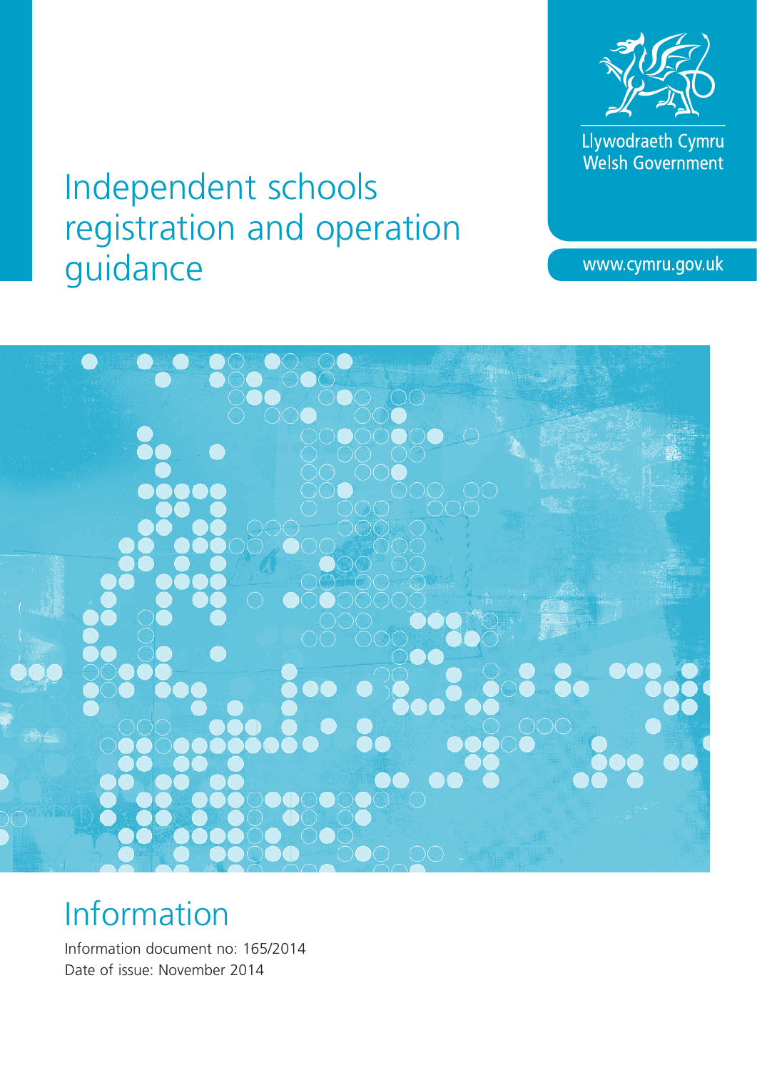Llywodraeth Cymru
Welsh Government

www.cymru.gov.uk

# Independent schools registration and operation guidance

## Information

Information document no: 165/2014
Date of issue: November 2014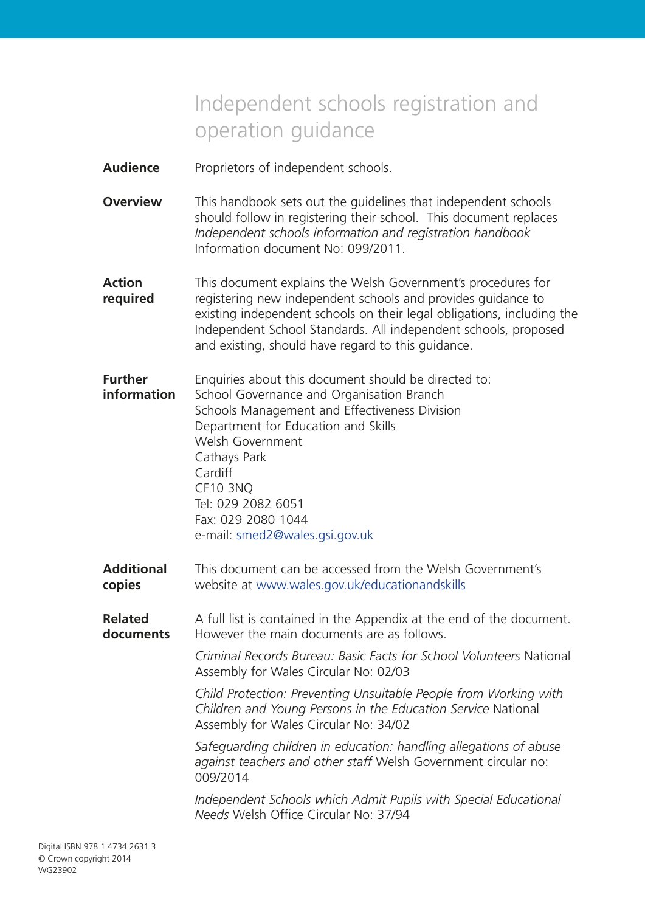# Independent schools registration and operation guidance

**Audience**

Proprietors of independent schools.

**Overview**

This handbook sets out the guidelines that independent schools should follow in registering their school. This document replaces *Independent schools information and registration handbook* Information document No: 099/2011.

**Action required**

This document explains the Welsh Government's procedures for registering new independent schools and provides guidance to existing independent schools on their legal obligations, including the Independent School Standards. All independent schools, proposed and existing, should have regard to this guidance.

**Further information**

Enquiries about this document should be directed to:
School Governance and Organisation Branch
Schools Management and Effectiveness Division
Department for Education and Skills
Welsh Government
Cathays Park
Cardiff
CF10 3NQ
Tel: 029 2082 6051
Fax: 029 2080 1044
e-mail: smed2@wales.gsi.gov.uk

**Additional copies**

This document can be accessed from the Welsh Government's website at www.wales.gov.uk/educationandskills

**Related documents**

A full list is contained in the Appendix at the end of the document. However the main documents are as follows.

*Criminal Records Bureau: Basic Facts for School Volunteers* National Assembly for Wales Circular No: 02/03

*Child Protection: Preventing Unsuitable People from Working with Children and Young Persons in the Education Service* National Assembly for Wales Circular No: 34/02

*Safeguarding children in education: handling allegations of abuse against teachers and other staff* Welsh Government circular no: 009/2014

*Independent Schools which Admit Pupils with Special Educational Needs* Welsh Office Circular No: 37/94

Digital ISBN 978 1 4734 2631 3
© Crown copyright 2014
WG23902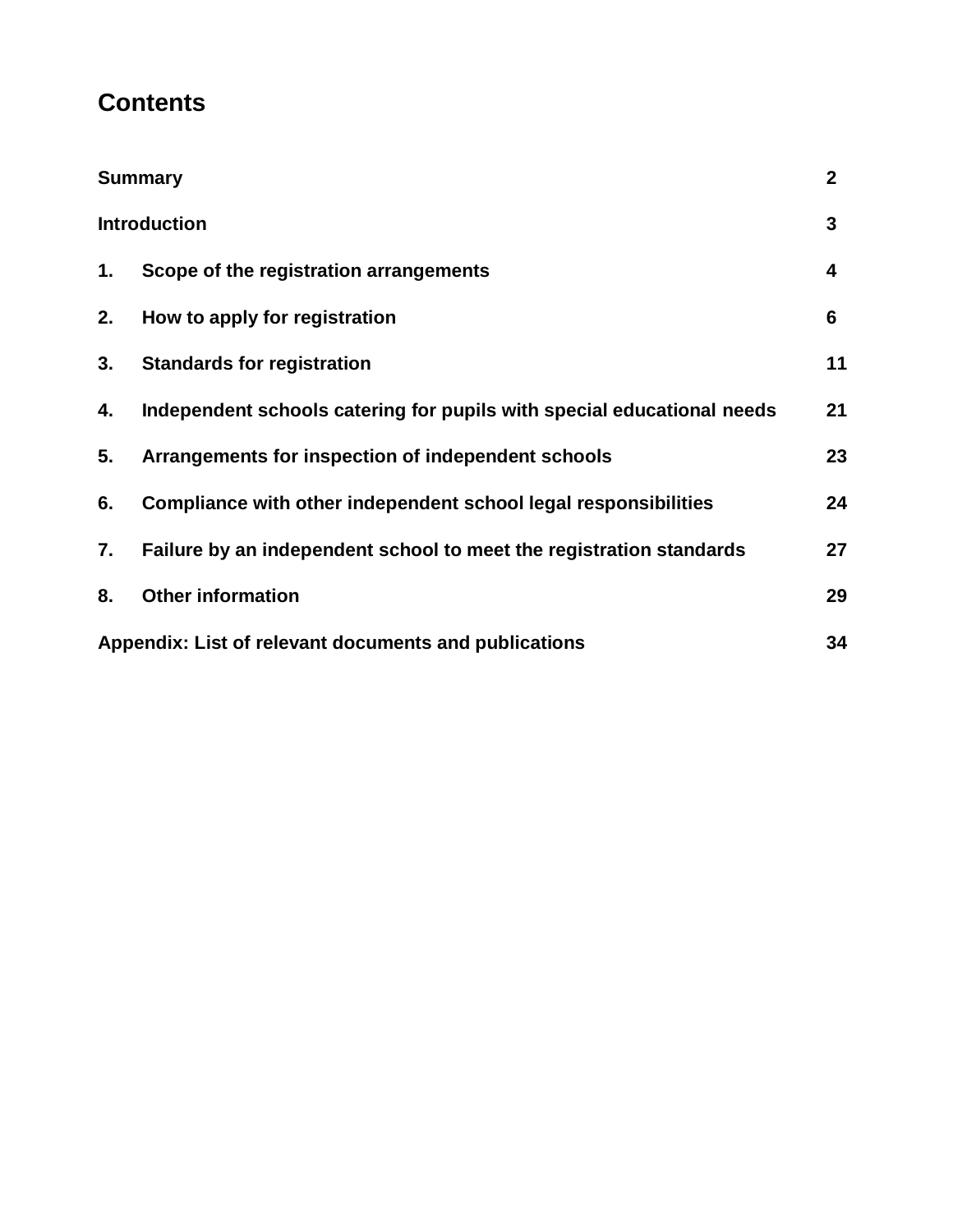# Contents

| | |
|---|---|
| **Summary** | **2** |
| **Introduction** | **3** |
| **1. Scope of the registration arrangements** | **4** |
| **2. How to apply for registration** | **6** |
| **3. Standards for registration** | **11** |
| **4. Independent schools catering for pupils with special educational needs** | **21** |
| **5. Arrangements for inspection of independent schools** | **23** |
| **6. Compliance with other independent school legal responsibilities** | **24** |
| **7. Failure by an independent school to meet the registration standards** | **27** |
| **8. Other information** | **29** |
| **Appendix: List of relevant documents and publications** | **34** |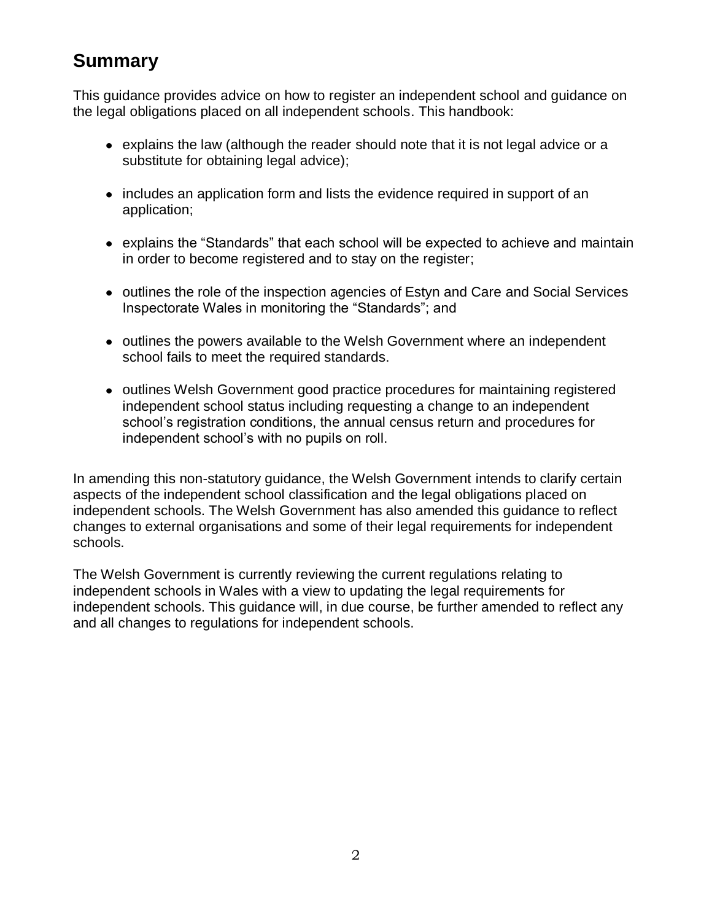## Summary

This guidance provides advice on how to register an independent school and guidance on the legal obligations placed on all independent schools. This handbook:

- explains the law (although the reader should note that it is not legal advice or a substitute for obtaining legal advice);
- includes an application form and lists the evidence required in support of an application;
- explains the "Standards" that each school will be expected to achieve and maintain in order to become registered and to stay on the register;
- outlines the role of the inspection agencies of Estyn and Care and Social Services Inspectorate Wales in monitoring the "Standards"; and
- outlines the powers available to the Welsh Government where an independent school fails to meet the required standards.
- outlines Welsh Government good practice procedures for maintaining registered independent school status including requesting a change to an independent school's registration conditions, the annual census return and procedures for independent school's with no pupils on roll.

In amending this non-statutory guidance, the Welsh Government intends to clarify certain aspects of the independent school classification and the legal obligations placed on independent schools. The Welsh Government has also amended this guidance to reflect changes to external organisations and some of their legal requirements for independent schools.

The Welsh Government is currently reviewing the current regulations relating to independent schools in Wales with a view to updating the legal requirements for independent schools. This guidance will, in due course, be further amended to reflect any and all changes to regulations for independent schools.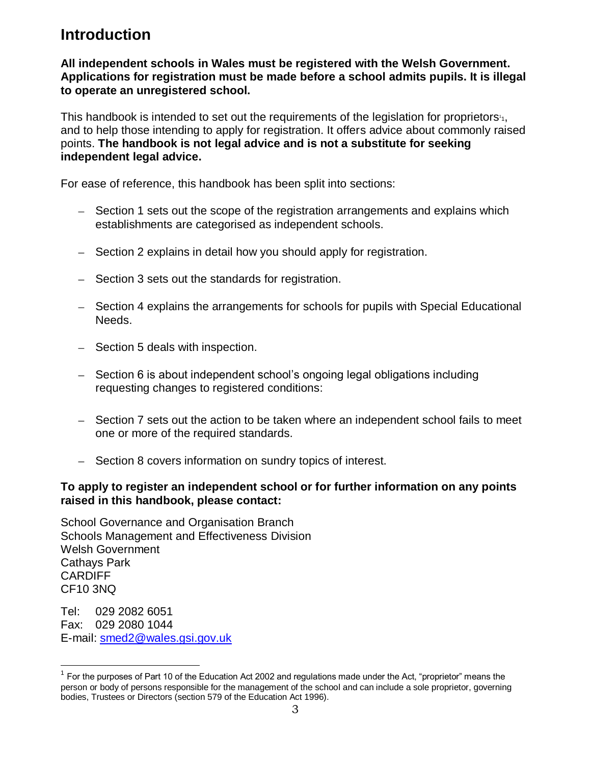# Introduction

**All independent schools in Wales must be registered with the Welsh Government. Applications for registration must be made before a school admits pupils. It is illegal to operate an unregistered school.**

This handbook is intended to set out the requirements of the legislation for proprietors[1], and to help those intending to apply for registration. It offers advice about commonly raised points. **The handbook is not legal advice and is not a substitute for seeking independent legal advice.**

For ease of reference, this handbook has been split into sections:

- Section 1 sets out the scope of the registration arrangements and explains which establishments are categorised as independent schools.
- Section 2 explains in detail how you should apply for registration.
- Section 3 sets out the standards for registration.
- Section 4 explains the arrangements for schools for pupils with Special Educational Needs.
- Section 5 deals with inspection.
- Section 6 is about independent school's ongoing legal obligations including requesting changes to registered conditions:
- Section 7 sets out the action to be taken where an independent school fails to meet one or more of the required standards.
- Section 8 covers information on sundry topics of interest.

**To apply to register an independent school or for further information on any points raised in this handbook, please contact:**

School Governance and Organisation Branch
Schools Management and Effectiveness Division
Welsh Government
Cathays Park
CARDIFF
CF10 3NQ

Tel: 029 2082 6051
Fax: 029 2080 1044
E-mail: smed2@wales.gsi.gov.uk

[1] For the purposes of Part 10 of the Education Act 2002 and regulations made under the Act, "proprietor" means the person or body of persons responsible for the management of the school and can include a sole proprietor, governing bodies, Trustees or Directors (section 579 of the Education Act 1996).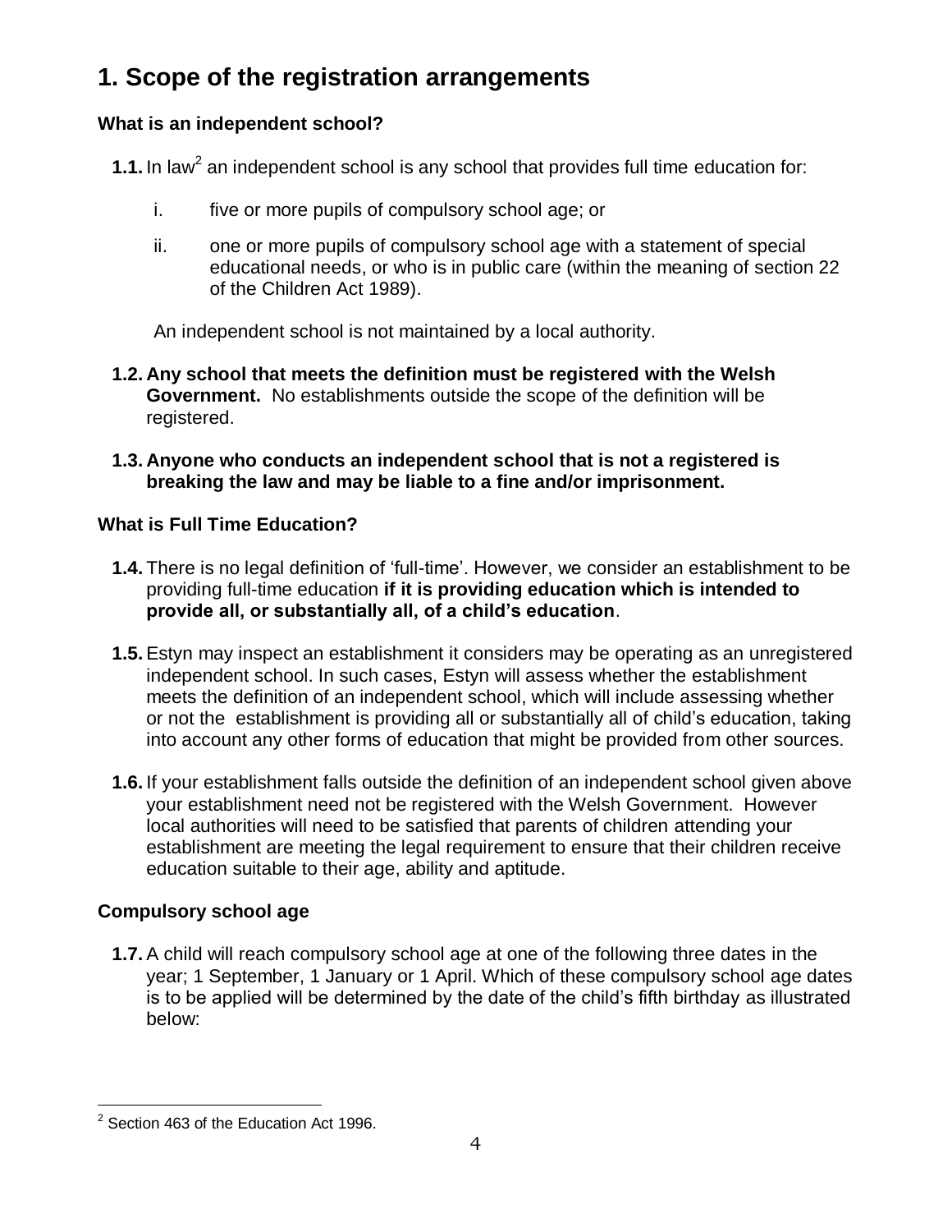# 1. Scope of the registration arrangements

### What is an independent school?

**1.1.** In law[2] an independent school is any school that provides full time education for:

i. five or more pupils of compulsory school age; or

ii. one or more pupils of compulsory school age with a statement of special educational needs, or who is in public care (within the meaning of section 22 of the Children Act 1989).

An independent school is not maintained by a local authority.

**1.2. Any school that meets the definition must be registered with the Welsh Government.** No establishments outside the scope of the definition will be registered.

**1.3. Anyone who conducts an independent school that is not a registered is breaking the law and may be liable to a fine and/or imprisonment.**

### What is Full Time Education?

**1.4.** There is no legal definition of 'full-time'. However, we consider an establishment to be providing full-time education **if it is providing education which is intended to provide all, or substantially all, of a child's education**.

**1.5.** Estyn may inspect an establishment it considers may be operating as an unregistered independent school. In such cases, Estyn will assess whether the establishment meets the definition of an independent school, which will include assessing whether or not the establishment is providing all or substantially all of child's education, taking into account any other forms of education that might be provided from other sources.

**1.6.** If your establishment falls outside the definition of an independent school given above your establishment need not be registered with the Welsh Government. However local authorities will need to be satisfied that parents of children attending your establishment are meeting the legal requirement to ensure that their children receive education suitable to their age, ability and aptitude.

### Compulsory school age

**1.7.** A child will reach compulsory school age at one of the following three dates in the year; 1 September, 1 January or 1 April. Which of these compulsory school age dates is to be applied will be determined by the date of the child's fifth birthday as illustrated below:

---

[2] Section 463 of the Education Act 1996.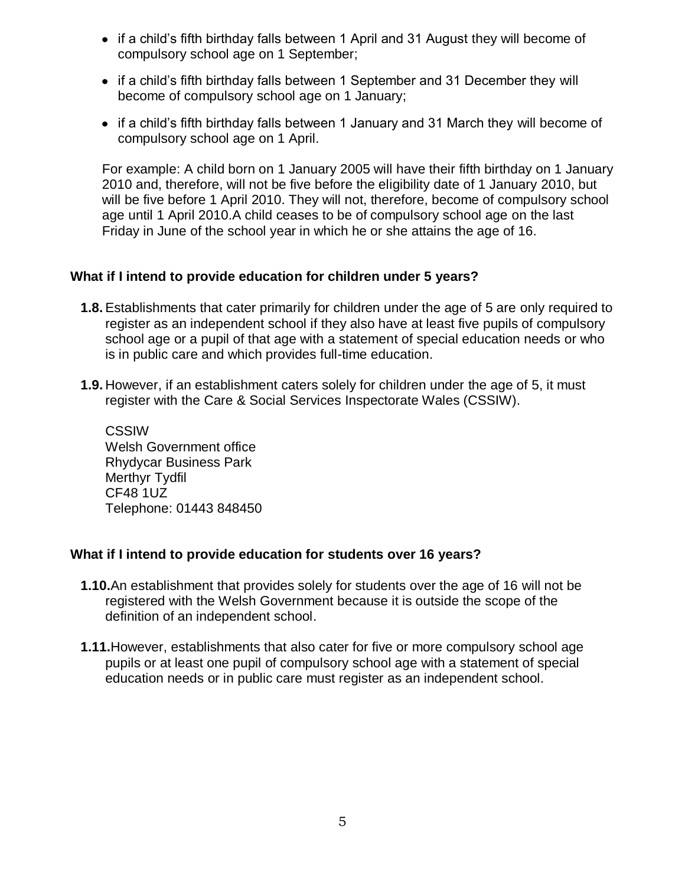- if a child's fifth birthday falls between 1 April and 31 August they will become of compulsory school age on 1 September;
- if a child's fifth birthday falls between 1 September and 31 December they will become of compulsory school age on 1 January;
- if a child's fifth birthday falls between 1 January and 31 March they will become of compulsory school age on 1 April.

For example: A child born on 1 January 2005 will have their fifth birthday on 1 January 2010 and, therefore, will not be five before the eligibility date of 1 January 2010, but will be five before 1 April 2010. They will not, therefore, become of compulsory school age until 1 April 2010.A child ceases to be of compulsory school age on the last Friday in June of the school year in which he or she attains the age of 16.

### What if I intend to provide education for children under 5 years?

**1.8.** Establishments that cater primarily for children under the age of 5 are only required to register as an independent school if they also have at least five pupils of compulsory school age or a pupil of that age with a statement of special education needs or who is in public care and which provides full-time education.

**1.9.** However, if an establishment caters solely for children under the age of 5, it must register with the Care & Social Services Inspectorate Wales (CSSIW).

CSSIW
Welsh Government office
Rhydycar Business Park
Merthyr Tydfil
CF48 1UZ
Telephone: 01443 848450

### What if I intend to provide education for students over 16 years?

**1.10.** An establishment that provides solely for students over the age of 16 will not be registered with the Welsh Government because it is outside the scope of the definition of an independent school.

**1.11.** However, establishments that also cater for five or more compulsory school age pupils or at least one pupil of compulsory school age with a statement of special education needs or in public care must register as an independent school.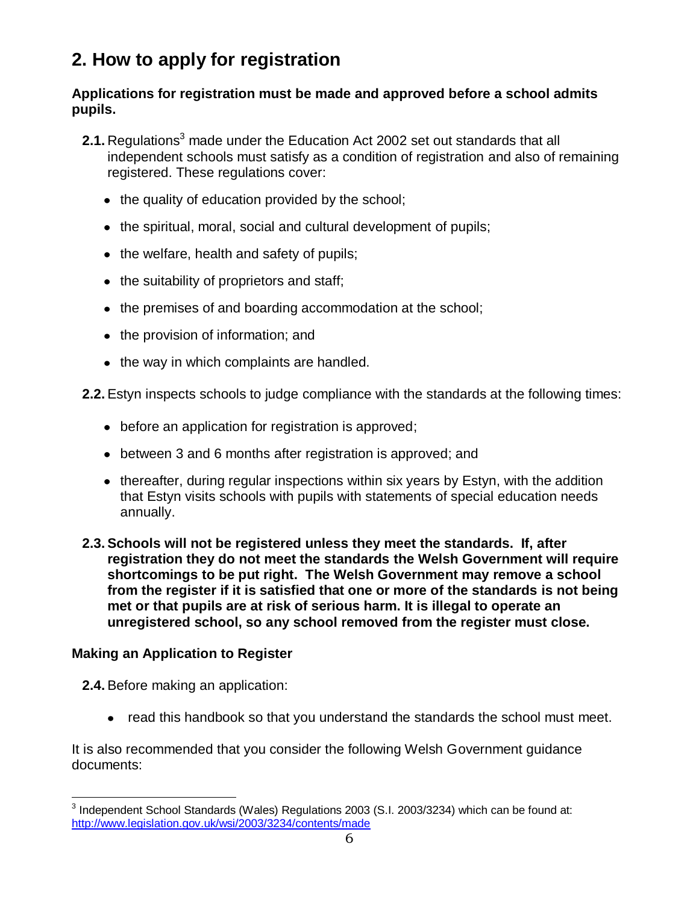## 2. How to apply for registration

**Applications for registration must be made and approved before a school admits pupils.**

**2.1.** Regulations[3] made under the Education Act 2002 set out standards that all independent schools must satisfy as a condition of registration and also of remaining registered. These regulations cover:

- the quality of education provided by the school;
- the spiritual, moral, social and cultural development of pupils;
- the welfare, health and safety of pupils;
- the suitability of proprietors and staff;
- the premises of and boarding accommodation at the school;
- the provision of information; and
- the way in which complaints are handled.

**2.2.** Estyn inspects schools to judge compliance with the standards at the following times:

- before an application for registration is approved;
- between 3 and 6 months after registration is approved; and
- thereafter, during regular inspections within six years by Estyn, with the addition that Estyn visits schools with pupils with statements of special education needs annually.

**2.3. Schools will not be registered unless they meet the standards. If, after registration they do not meet the standards the Welsh Government will require shortcomings to be put right. The Welsh Government may remove a school from the register if it is satisfied that one or more of the standards is not being met or that pupils are at risk of serious harm. It is illegal to operate an unregistered school, so any school removed from the register must close.**

### Making an Application to Register

**2.4.** Before making an application:

- read this handbook so that you understand the standards the school must meet.

It is also recommended that you consider the following Welsh Government guidance documents:

---

[3] Independent School Standards (Wales) Regulations 2003 (S.I. 2003/3234) which can be found at: http://www.legislation.gov.uk/wsi/2003/3234/contents/made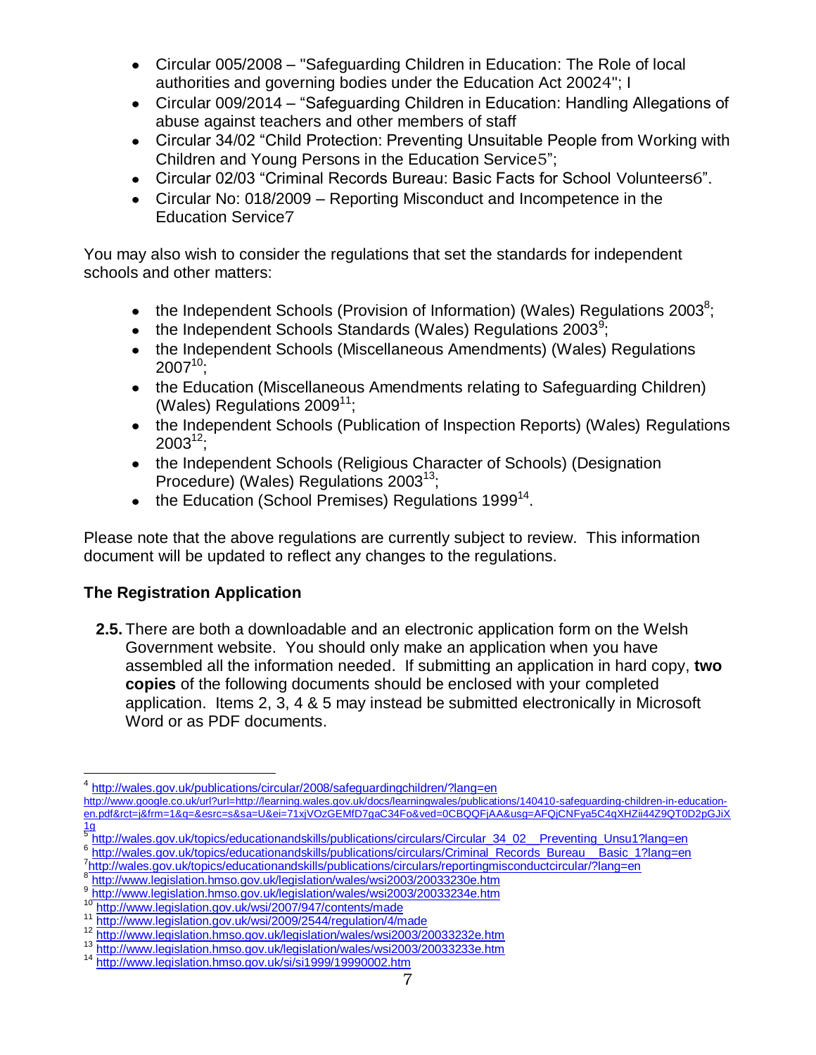- Circular 005/2008 – "Safeguarding Children in Education: The Role of local authorities and governing bodies under the Education Act 2002[4]"; l
- Circular 009/2014 – "Safeguarding Children in Education: Handling Allegations of abuse against teachers and other members of staff
- Circular 34/02 "Child Protection: Preventing Unsuitable People from Working with Children and Young Persons in the Education Service[5]";
- Circular 02/03 "Criminal Records Bureau: Basic Facts for School Volunteers[6]".
- Circular No: 018/2009 – Reporting Misconduct and Incompetence in the Education Service[7]

You may also wish to consider the regulations that set the standards for independent schools and other matters:

- the Independent Schools (Provision of Information) (Wales) Regulations 2003[8];
- the Independent Schools Standards (Wales) Regulations 2003[9];
- the Independent Schools (Miscellaneous Amendments) (Wales) Regulations 2007[10];
- the Education (Miscellaneous Amendments relating to Safeguarding Children) (Wales) Regulations 2009[11];
- the Independent Schools (Publication of Inspection Reports) (Wales) Regulations 2003[12];
- the Independent Schools (Religious Character of Schools) (Designation Procedure) (Wales) Regulations 2003[13];
- the Education (School Premises) Regulations 1999[14].

Please note that the above regulations are currently subject to review. This information document will be updated to reflect any changes to the regulations.

## The Registration Application

**2.5.** There are both a downloadable and an electronic application form on the Welsh Government website. You should only make an application when you have assembled all the information needed. If submitting an application in hard copy, **two copies** of the following documents should be enclosed with your completed application. Items 2, 3, 4 & 5 may instead be submitted electronically in Microsoft Word or as PDF documents.

---

[4] http://wales.gov.uk/publications/circular/2008/safeguardingchildren/?lang=en
http://www.google.co.uk/url?url=http://learning.wales.gov.uk/docs/learningwales/publications/140410-safeguarding-children-in-education-en.pdf&rct=j&frm=1&q=&esrc=s&sa=U&ei=71xjVOzGEMfD7gaC34Fo&ved=0CBQQFjAA&usg=AFQjCNFya5C4qXHZii44Z9QT0D2pGJiX1g

[5] http://wales.gov.uk/topics/educationandskills/publications/circulars/Circular_34_02__Preventing_Unsu1?lang=en

[6] http://wales.gov.uk/topics/educationandskills/publications/circulars/Criminal_Records_Bureau__Basic_1?lang=en

[7] http://wales.gov.uk/topics/educationandskills/publications/circulars/reportingmisconductcircular/?lang=en

[8] http://www.legislation.hmso.gov.uk/legislation/wales/wsi2003/20033230e.htm

[9] http://www.legislation.hmso.gov.uk/legislation/wales/wsi2003/20033234e.htm

[10] http://www.legislation.gov.uk/wsi/2007/947/contents/made

[11] http://www.legislation.gov.uk/wsi/2009/2544/regulation/4/made

[12] http://www.legislation.hmso.gov.uk/legislation/wales/wsi2003/20033232e.htm

[13] http://www.legislation.hmso.gov.uk/legislation/wales/wsi2003/20033233e.htm

[14] http://www.legislation.hmso.gov.uk/si/si1999/19990002.htm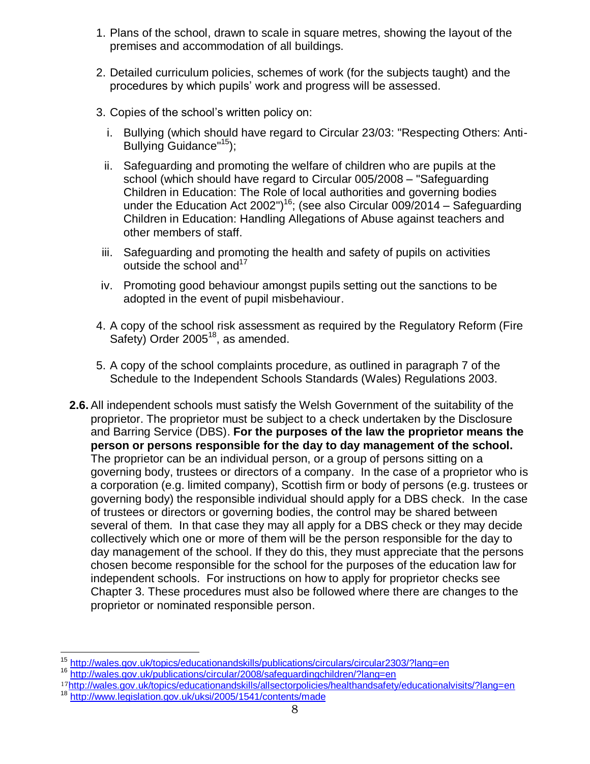1. Plans of the school, drawn to scale in square metres, showing the layout of the premises and accommodation of all buildings.

2. Detailed curriculum policies, schemes of work (for the subjects taught) and the procedures by which pupils' work and progress will be assessed.

3. Copies of the school's written policy on:

   i. Bullying (which should have regard to Circular 23/03: "Respecting Others: Anti-Bullying Guidance"[15]);

   ii. Safeguarding and promoting the welfare of children who are pupils at the school (which should have regard to Circular 005/2008 – "Safeguarding Children in Education: The Role of local authorities and governing bodies under the Education Act 2002")[16]; (see also Circular 009/2014 – Safeguarding Children in Education: Handling Allegations of Abuse against teachers and other members of staff.

   iii. Safeguarding and promoting the health and safety of pupils on activities outside the school and[17]

   iv. Promoting good behaviour amongst pupils setting out the sanctions to be adopted in the event of pupil misbehaviour.

4. A copy of the school risk assessment as required by the Regulatory Reform (Fire Safety) Order 2005[18], as amended.

5. A copy of the school complaints procedure, as outlined in paragraph 7 of the Schedule to the Independent Schools Standards (Wales) Regulations 2003.

**2.6.** All independent schools must satisfy the Welsh Government of the suitability of the proprietor. The proprietor must be subject to a check undertaken by the Disclosure and Barring Service (DBS). **For the purposes of the law the proprietor means the person or persons responsible for the day to day management of the school.** The proprietor can be an individual person, or a group of persons sitting on a governing body, trustees or directors of a company. In the case of a proprietor who is a corporation (e.g. limited company), Scottish firm or body of persons (e.g. trustees or governing body) the responsible individual should apply for a DBS check. In the case of trustees or directors or governing bodies, the control may be shared between several of them. In that case they may all apply for a DBS check or they may decide collectively which one or more of them will be the person responsible for the day to day management of the school. If they do this, they must appreciate that the persons chosen become responsible for the school for the purposes of the education law for independent schools. For instructions on how to apply for proprietor checks see Chapter 3. These procedures must also be followed where there are changes to the proprietor or nominated responsible person.

---

[15] http://wales.gov.uk/topics/educationandskills/publications/circulars/circular2303/?lang=en

[16] http://wales.gov.uk/publications/circular/2008/safeguardingchildren/?lang=en

[17] http://wales.gov.uk/topics/educationandskills/allsectorpolicies/healthandsafety/educationalvisits/?lang=en

[18] http://www.legislation.gov.uk/uksi/2005/1541/contents/made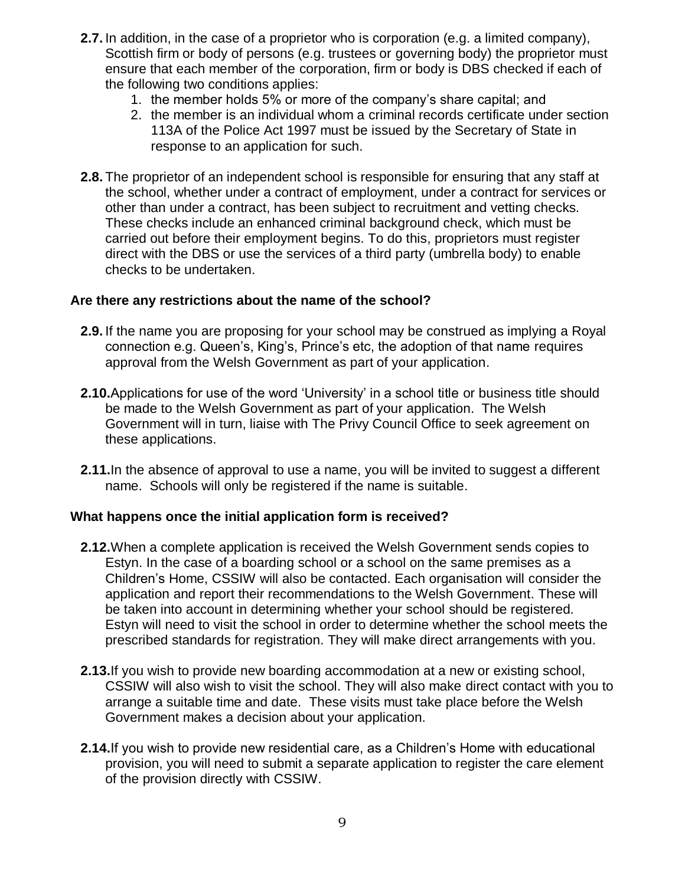**2.7.** In addition, in the case of a proprietor who is corporation (e.g. a limited company), Scottish firm or body of persons (e.g. trustees or governing body) the proprietor must ensure that each member of the corporation, firm or body is DBS checked if each of the following two conditions applies:

1. the member holds 5% or more of the company's share capital; and
2. the member is an individual whom a criminal records certificate under section 113A of the Police Act 1997 must be issued by the Secretary of State in response to an application for such.

**2.8.** The proprietor of an independent school is responsible for ensuring that any staff at the school, whether under a contract of employment, under a contract for services or other than under a contract, has been subject to recruitment and vetting checks. These checks include an enhanced criminal background check, which must be carried out before their employment begins. To do this, proprietors must register direct with the DBS or use the services of a third party (umbrella body) to enable checks to be undertaken.

### Are there any restrictions about the name of the school?

**2.9.** If the name you are proposing for your school may be construed as implying a Royal connection e.g. Queen's, King's, Prince's etc, the adoption of that name requires approval from the Welsh Government as part of your application.

**2.10.** Applications for use of the word 'University' in a school title or business title should be made to the Welsh Government as part of your application. The Welsh Government will in turn, liaise with The Privy Council Office to seek agreement on these applications.

**2.11.** In the absence of approval to use a name, you will be invited to suggest a different name. Schools will only be registered if the name is suitable.

### What happens once the initial application form is received?

**2.12.** When a complete application is received the Welsh Government sends copies to Estyn. In the case of a boarding school or a school on the same premises as a Children's Home, CSSIW will also be contacted. Each organisation will consider the application and report their recommendations to the Welsh Government. These will be taken into account in determining whether your school should be registered. Estyn will need to visit the school in order to determine whether the school meets the prescribed standards for registration. They will make direct arrangements with you.

**2.13.** If you wish to provide new boarding accommodation at a new or existing school, CSSIW will also wish to visit the school. They will also make direct contact with you to arrange a suitable time and date. These visits must take place before the Welsh Government makes a decision about your application.

**2.14.** If you wish to provide new residential care, as a Children's Home with educational provision, you will need to submit a separate application to register the care element of the provision directly with CSSIW.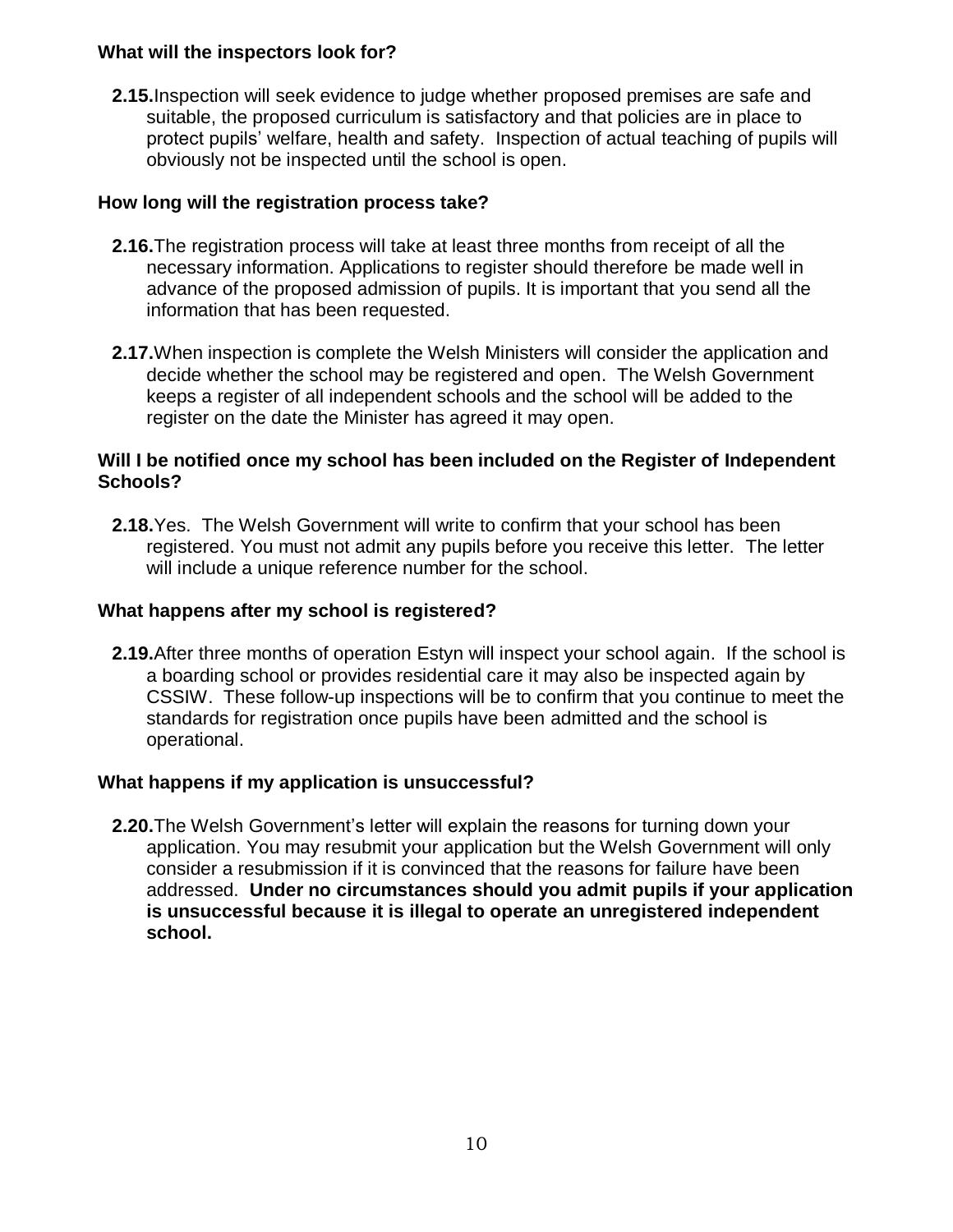### What will the inspectors look for?

**2.15.** Inspection will seek evidence to judge whether proposed premises are safe and suitable, the proposed curriculum is satisfactory and that policies are in place to protect pupils' welfare, health and safety. Inspection of actual teaching of pupils will obviously not be inspected until the school is open.

### How long will the registration process take?

**2.16.** The registration process will take at least three months from receipt of all the necessary information. Applications to register should therefore be made well in advance of the proposed admission of pupils. It is important that you send all the information that has been requested.

**2.17.** When inspection is complete the Welsh Ministers will consider the application and decide whether the school may be registered and open. The Welsh Government keeps a register of all independent schools and the school will be added to the register on the date the Minister has agreed it may open.

### Will I be notified once my school has been included on the Register of Independent Schools?

**2.18.** Yes. The Welsh Government will write to confirm that your school has been registered. You must not admit any pupils before you receive this letter. The letter will include a unique reference number for the school.

### What happens after my school is registered?

**2.19.** After three months of operation Estyn will inspect your school again. If the school is a boarding school or provides residential care it may also be inspected again by CSSIW. These follow-up inspections will be to confirm that you continue to meet the standards for registration once pupils have been admitted and the school is operational.

### What happens if my application is unsuccessful?

**2.20.** The Welsh Government's letter will explain the reasons for turning down your application. You may resubmit your application but the Welsh Government will only consider a resubmission if it is convinced that the reasons for failure have been addressed. **Under no circumstances should you admit pupils if your application is unsuccessful because it is illegal to operate an unregistered independent school.**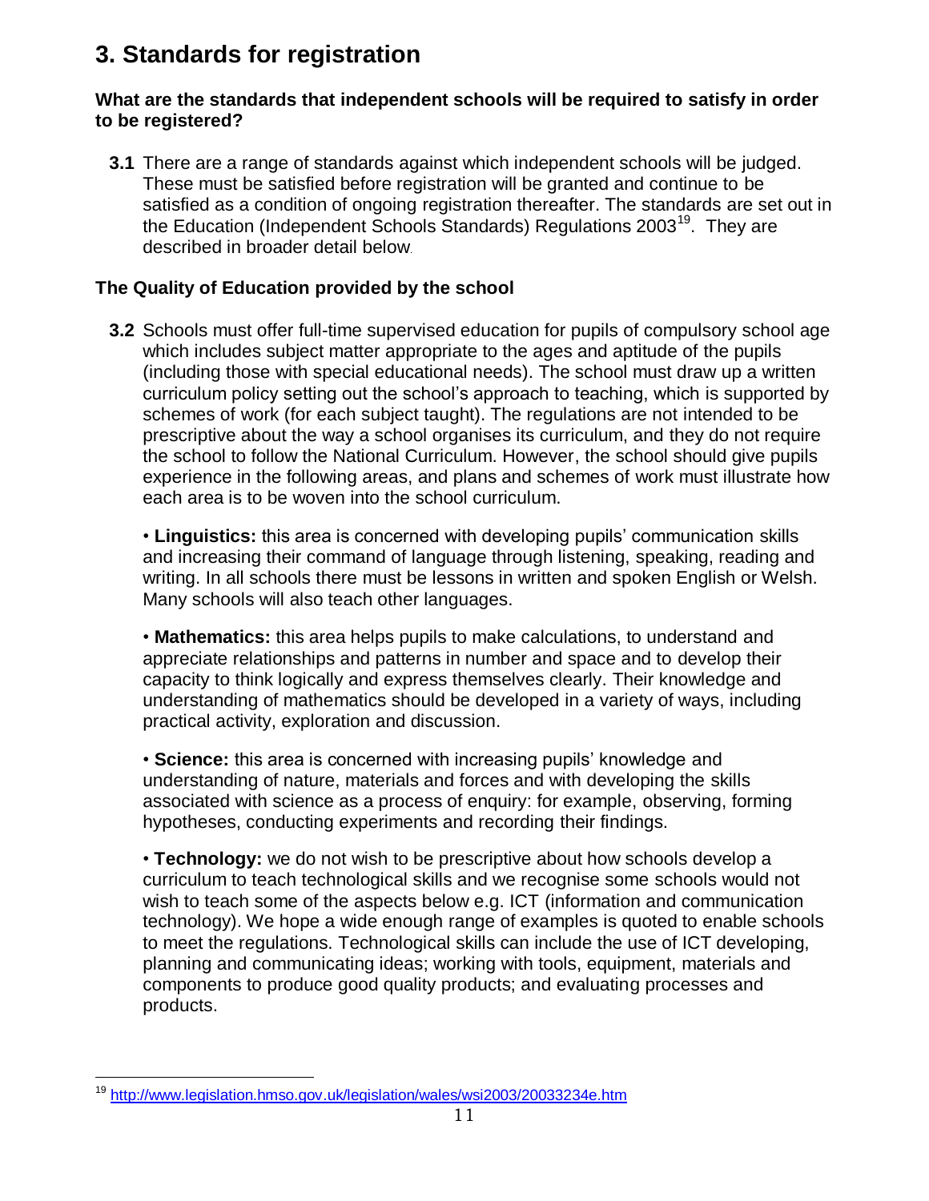# 3. Standards for registration

**What are the standards that independent schools will be required to satisfy in order to be registered?**

**3.1** There are a range of standards against which independent schools will be judged. These must be satisfied before registration will be granted and continue to be satisfied as a condition of ongoing registration thereafter. The standards are set out in the Education (Independent Schools Standards) Regulations 2003[19]. They are described in broader detail below.

**The Quality of Education provided by the school**

**3.2** Schools must offer full-time supervised education for pupils of compulsory school age which includes subject matter appropriate to the ages and aptitude of the pupils (including those with special educational needs). The school must draw up a written curriculum policy setting out the school's approach to teaching, which is supported by schemes of work (for each subject taught). The regulations are not intended to be prescriptive about the way a school organises its curriculum, and they do not require the school to follow the National Curriculum. However, the school should give pupils experience in the following areas, and plans and schemes of work must illustrate how each area is to be woven into the school curriculum.

• **Linguistics:** this area is concerned with developing pupils' communication skills and increasing their command of language through listening, speaking, reading and writing. In all schools there must be lessons in written and spoken English or Welsh. Many schools will also teach other languages.

• **Mathematics:** this area helps pupils to make calculations, to understand and appreciate relationships and patterns in number and space and to develop their capacity to think logically and express themselves clearly. Their knowledge and understanding of mathematics should be developed in a variety of ways, including practical activity, exploration and discussion.

• **Science:** this area is concerned with increasing pupils' knowledge and understanding of nature, materials and forces and with developing the skills associated with science as a process of enquiry: for example, observing, forming hypotheses, conducting experiments and recording their findings.

• **Technology:** we do not wish to be prescriptive about how schools develop a curriculum to teach technological skills and we recognise some schools would not wish to teach some of the aspects below e.g. ICT (information and communication technology). We hope a wide enough range of examples is quoted to enable schools to meet the regulations. Technological skills can include the use of ICT developing, planning and communicating ideas; working with tools, equipment, materials and components to produce good quality products; and evaluating processes and products.

---

[19] http://www.legislation.hmso.gov.uk/legislation/wales/wsi2003/20033234e.htm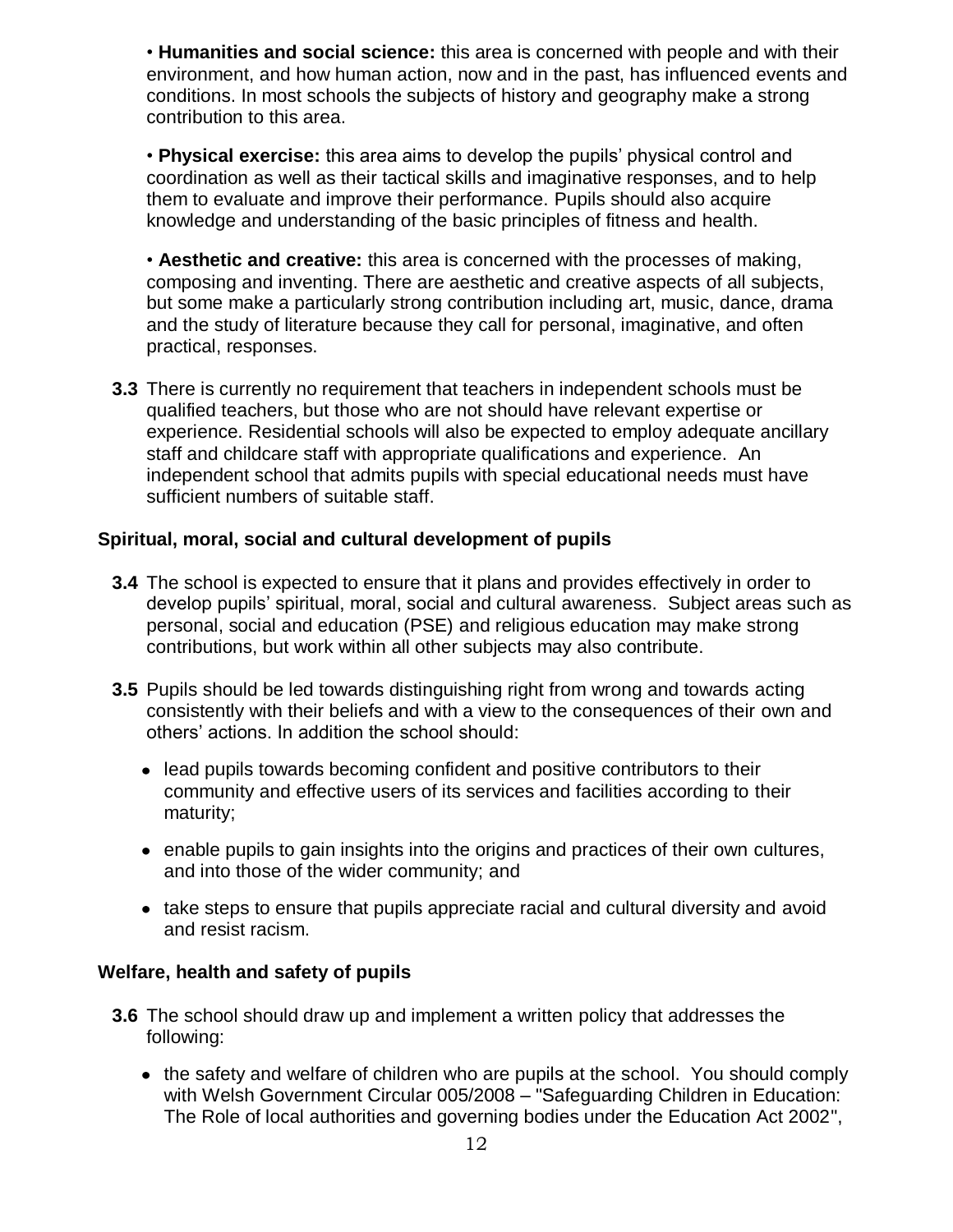• **Humanities and social science:** this area is concerned with people and with their environment, and how human action, now and in the past, has influenced events and conditions. In most schools the subjects of history and geography make a strong contribution to this area.

• **Physical exercise:** this area aims to develop the pupils' physical control and coordination as well as their tactical skills and imaginative responses, and to help them to evaluate and improve their performance. Pupils should also acquire knowledge and understanding of the basic principles of fitness and health.

• **Aesthetic and creative:** this area is concerned with the processes of making, composing and inventing. There are aesthetic and creative aspects of all subjects, but some make a particularly strong contribution including art, music, dance, drama and the study of literature because they call for personal, imaginative, and often practical, responses.

**3.3** There is currently no requirement that teachers in independent schools must be qualified teachers, but those who are not should have relevant expertise or experience. Residential schools will also be expected to employ adequate ancillary staff and childcare staff with appropriate qualifications and experience. An independent school that admits pupils with special educational needs must have sufficient numbers of suitable staff.

### Spiritual, moral, social and cultural development of pupils

**3.4** The school is expected to ensure that it plans and provides effectively in order to develop pupils' spiritual, moral, social and cultural awareness. Subject areas such as personal, social and education (PSE) and religious education may make strong contributions, but work within all other subjects may also contribute.

**3.5** Pupils should be led towards distinguishing right from wrong and towards acting consistently with their beliefs and with a view to the consequences of their own and others' actions. In addition the school should:

- lead pupils towards becoming confident and positive contributors to their community and effective users of its services and facilities according to their maturity;
- enable pupils to gain insights into the origins and practices of their own cultures, and into those of the wider community; and
- take steps to ensure that pupils appreciate racial and cultural diversity and avoid and resist racism.

### Welfare, health and safety of pupils

**3.6** The school should draw up and implement a written policy that addresses the following:

- the safety and welfare of children who are pupils at the school. You should comply with Welsh Government Circular 005/2008 – "Safeguarding Children in Education: The Role of local authorities and governing bodies under the Education Act 2002",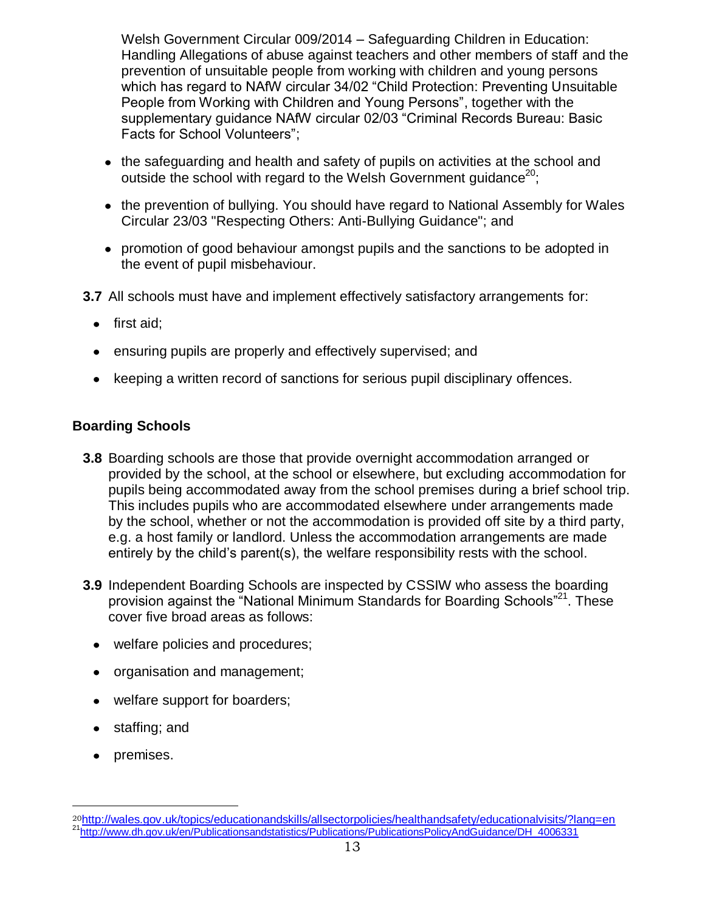Welsh Government Circular 009/2014 – Safeguarding Children in Education: Handling Allegations of abuse against teachers and other members of staff and the prevention of unsuitable people from working with children and young persons which has regard to NAfW circular 34/02 "Child Protection: Preventing Unsuitable People from Working with Children and Young Persons", together with the supplementary guidance NAfW circular 02/03 "Criminal Records Bureau: Basic Facts for School Volunteers";

- the safeguarding and health and safety of pupils on activities at the school and outside the school with regard to the Welsh Government guidance[20];
- the prevention of bullying. You should have regard to National Assembly for Wales Circular 23/03 "Respecting Others: Anti-Bullying Guidance"; and
- promotion of good behaviour amongst pupils and the sanctions to be adopted in the event of pupil misbehaviour.

**3.7** All schools must have and implement effectively satisfactory arrangements for:

- first aid;
- ensuring pupils are properly and effectively supervised; and
- keeping a written record of sanctions for serious pupil disciplinary offences.

## Boarding Schools

**3.8** Boarding schools are those that provide overnight accommodation arranged or provided by the school, at the school or elsewhere, but excluding accommodation for pupils being accommodated away from the school premises during a brief school trip. This includes pupils who are accommodated elsewhere under arrangements made by the school, whether or not the accommodation is provided off site by a third party, e.g. a host family or landlord. Unless the accommodation arrangements are made entirely by the child's parent(s), the welfare responsibility rests with the school.

**3.9** Independent Boarding Schools are inspected by CSSIW who assess the boarding provision against the "National Minimum Standards for Boarding Schools"[21]. These cover five broad areas as follows:

- welfare policies and procedures;
- organisation and management;
- welfare support for boarders;
- staffing; and
- premises.

---

[20] http://wales.gov.uk/topics/educationandskills/allsectorpolicies/healthandsafety/educationalvisits/?lang=en

[21] http://www.dh.gov.uk/en/Publicationsandstatistics/Publications/PublicationsPolicyAndGuidance/DH_4006331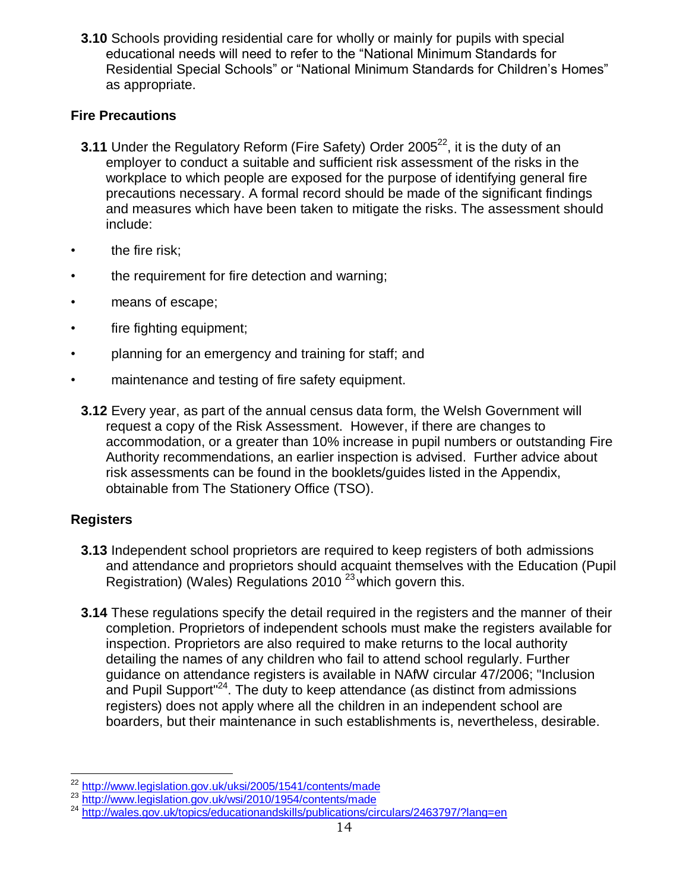**3.10** Schools providing residential care for wholly or mainly for pupils with special educational needs will need to refer to the "National Minimum Standards for Residential Special Schools" or "National Minimum Standards for Children's Homes" as appropriate.

## Fire Precautions

**3.11** Under the Regulatory Reform (Fire Safety) Order 2005[22], it is the duty of an employer to conduct a suitable and sufficient risk assessment of the risks in the workplace to which people are exposed for the purpose of identifying general fire precautions necessary. A formal record should be made of the significant findings and measures which have been taken to mitigate the risks. The assessment should include:

- the fire risk;
- the requirement for fire detection and warning;
- means of escape;
- fire fighting equipment;
- planning for an emergency and training for staff; and
- maintenance and testing of fire safety equipment.

**3.12** Every year, as part of the annual census data form, the Welsh Government will request a copy of the Risk Assessment. However, if there are changes to accommodation, or a greater than 10% increase in pupil numbers or outstanding Fire Authority recommendations, an earlier inspection is advised. Further advice about risk assessments can be found in the booklets/guides listed in the Appendix, obtainable from The Stationery Office (TSO).

## Registers

**3.13** Independent school proprietors are required to keep registers of both admissions and attendance and proprietors should acquaint themselves with the Education (Pupil Registration) (Wales) Regulations 2010 [23] which govern this.

**3.14** These regulations specify the detail required in the registers and the manner of their completion. Proprietors of independent schools must make the registers available for inspection. Proprietors are also required to make returns to the local authority detailing the names of any children who fail to attend school regularly. Further guidance on attendance registers is available in NAfW circular 47/2006; "Inclusion and Pupil Support"[24]. The duty to keep attendance (as distinct from admissions registers) does not apply where all the children in an independent school are boarders, but their maintenance in such establishments is, nevertheless, desirable.

---

[22] http://www.legislation.gov.uk/uksi/2005/1541/contents/made

[23] http://www.legislation.gov.uk/wsi/2010/1954/contents/made

[24] http://wales.gov.uk/topics/educationandskills/publications/circulars/2463797/?lang=en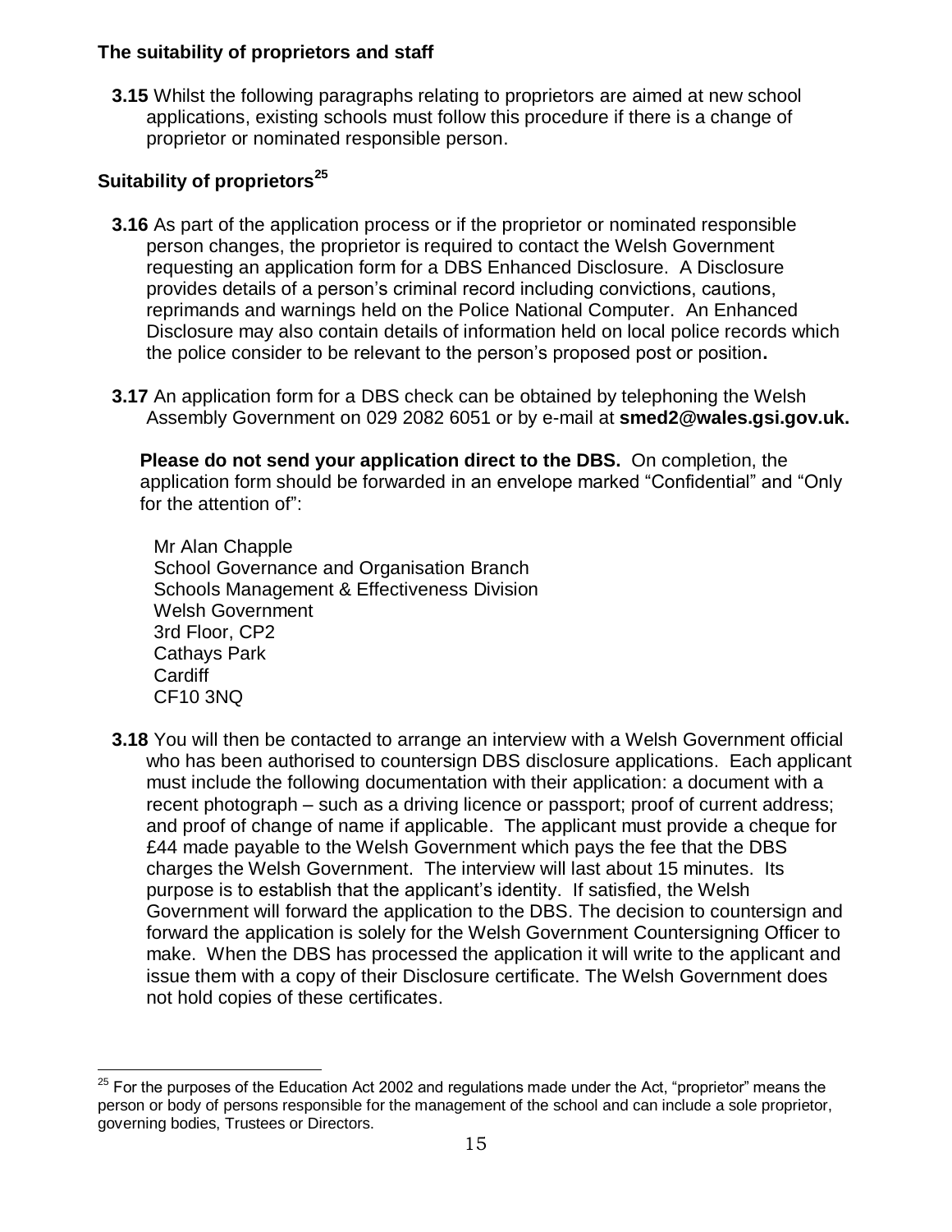### The suitability of proprietors and staff

**3.15** Whilst the following paragraphs relating to proprietors are aimed at new school applications, existing schools must follow this procedure if there is a change of proprietor or nominated responsible person.

### Suitability of proprietors[25]

**3.16** As part of the application process or if the proprietor or nominated responsible person changes, the proprietor is required to contact the Welsh Government requesting an application form for a DBS Enhanced Disclosure. A Disclosure provides details of a person's criminal record including convictions, cautions, reprimands and warnings held on the Police National Computer. An Enhanced Disclosure may also contain details of information held on local police records which the police consider to be relevant to the person's proposed post or position**.**

**3.17** An application form for a DBS check can be obtained by telephoning the Welsh Assembly Government on 029 2082 6051 or by e-mail at **smed2@wales.gsi.gov.uk.**

**Please do not send your application direct to the DBS.** On completion, the application form should be forwarded in an envelope marked "Confidential" and "Only for the attention of":

Mr Alan Chapple
School Governance and Organisation Branch
Schools Management & Effectiveness Division
Welsh Government
3rd Floor, CP2
Cathays Park
Cardiff
CF10 3NQ

**3.18** You will then be contacted to arrange an interview with a Welsh Government official who has been authorised to countersign DBS disclosure applications. Each applicant must include the following documentation with their application: a document with a recent photograph – such as a driving licence or passport; proof of current address; and proof of change of name if applicable. The applicant must provide a cheque for £44 made payable to the Welsh Government which pays the fee that the DBS charges the Welsh Government. The interview will last about 15 minutes. Its purpose is to establish that the applicant's identity. If satisfied, the Welsh Government will forward the application to the DBS. The decision to countersign and forward the application is solely for the Welsh Government Countersigning Officer to make. When the DBS has processed the application it will write to the applicant and issue them with a copy of their Disclosure certificate. The Welsh Government does not hold copies of these certificates.

---

[25] For the purposes of the Education Act 2002 and regulations made under the Act, "proprietor" means the person or body of persons responsible for the management of the school and can include a sole proprietor, governing bodies, Trustees or Directors.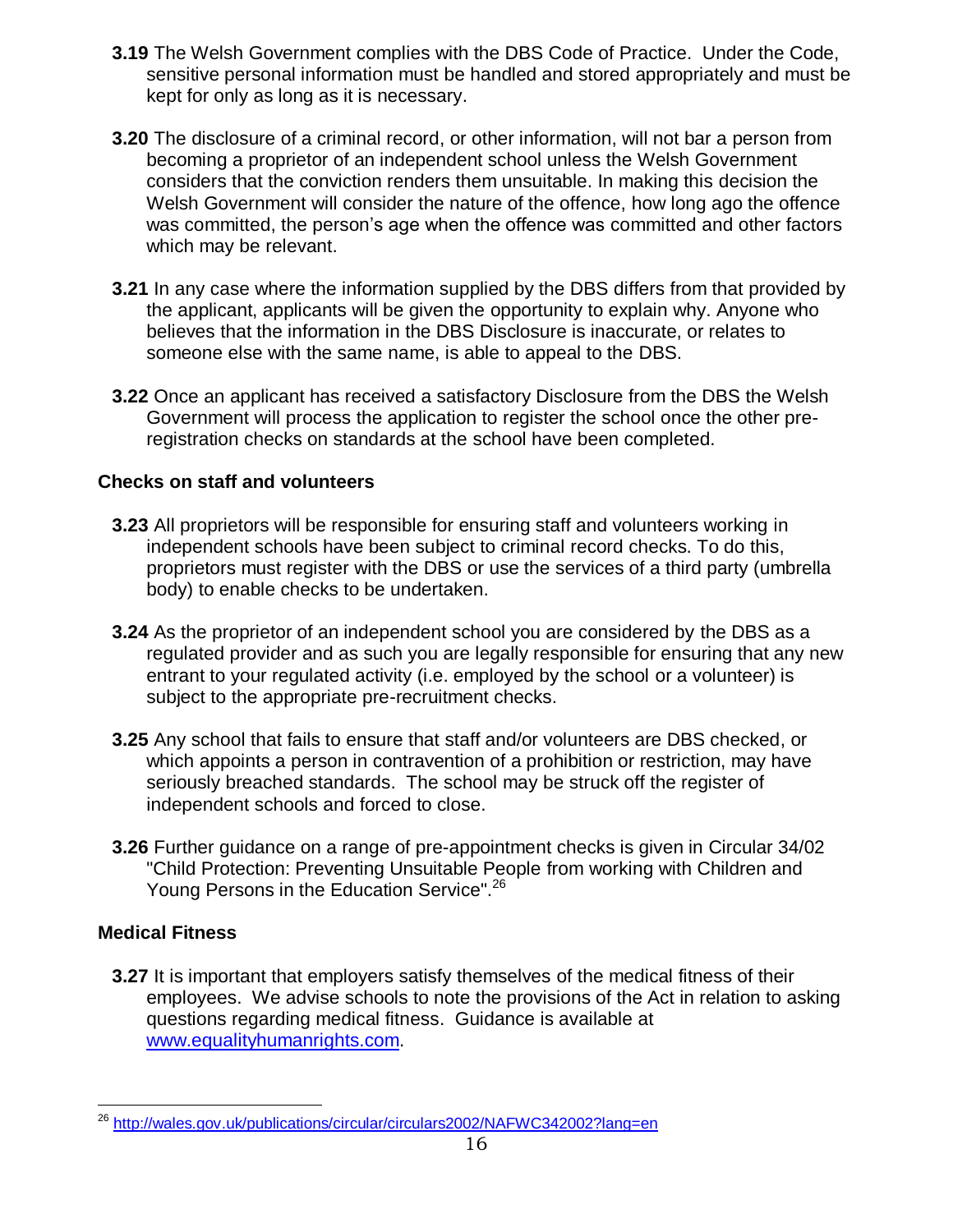**3.19** The Welsh Government complies with the DBS Code of Practice. Under the Code, sensitive personal information must be handled and stored appropriately and must be kept for only as long as it is necessary.

**3.20** The disclosure of a criminal record, or other information, will not bar a person from becoming a proprietor of an independent school unless the Welsh Government considers that the conviction renders them unsuitable. In making this decision the Welsh Government will consider the nature of the offence, how long ago the offence was committed, the person's age when the offence was committed and other factors which may be relevant.

**3.21** In any case where the information supplied by the DBS differs from that provided by the applicant, applicants will be given the opportunity to explain why. Anyone who believes that the information in the DBS Disclosure is inaccurate, or relates to someone else with the same name, is able to appeal to the DBS.

**3.22** Once an applicant has received a satisfactory Disclosure from the DBS the Welsh Government will process the application to register the school once the other pre-registration checks on standards at the school have been completed.

### Checks on staff and volunteers

**3.23** All proprietors will be responsible for ensuring staff and volunteers working in independent schools have been subject to criminal record checks. To do this, proprietors must register with the DBS or use the services of a third party (umbrella body) to enable checks to be undertaken.

**3.24** As the proprietor of an independent school you are considered by the DBS as a regulated provider and as such you are legally responsible for ensuring that any new entrant to your regulated activity (i.e. employed by the school or a volunteer) is subject to the appropriate pre-recruitment checks.

**3.25** Any school that fails to ensure that staff and/or volunteers are DBS checked, or which appoints a person in contravention of a prohibition or restriction, may have seriously breached standards. The school may be struck off the register of independent schools and forced to close.

**3.26** Further guidance on a range of pre-appointment checks is given in Circular 34/02 "Child Protection: Preventing Unsuitable People from working with Children and Young Persons in the Education Service".[26]

### Medical Fitness

**3.27** It is important that employers satisfy themselves of the medical fitness of their employees. We advise schools to note the provisions of the Act in relation to asking questions regarding medical fitness. Guidance is available at www.equalityhumanrights.com.

---

[26] http://wales.gov.uk/publications/circular/circulars2002/NAFWC342002?lang=en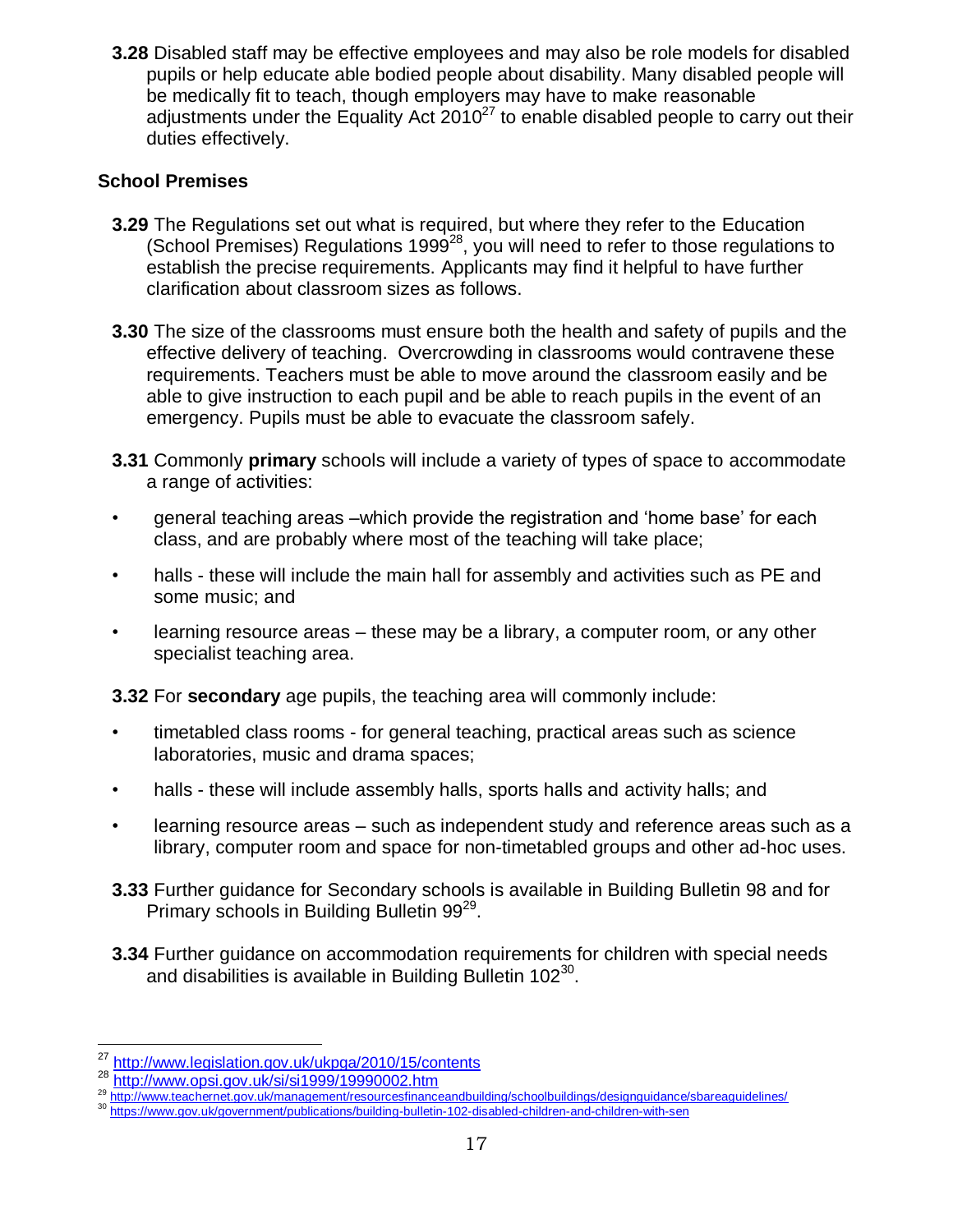**3.28** Disabled staff may be effective employees and may also be role models for disabled pupils or help educate able bodied people about disability. Many disabled people will be medically fit to teach, though employers may have to make reasonable adjustments under the Equality Act 2010[27] to enable disabled people to carry out their duties effectively.

### School Premises

**3.29** The Regulations set out what is required, but where they refer to the Education (School Premises) Regulations 1999[28], you will need to refer to those regulations to establish the precise requirements. Applicants may find it helpful to have further clarification about classroom sizes as follows.

**3.30** The size of the classrooms must ensure both the health and safety of pupils and the effective delivery of teaching. Overcrowding in classrooms would contravene these requirements. Teachers must be able to move around the classroom easily and be able to give instruction to each pupil and be able to reach pupils in the event of an emergency. Pupils must be able to evacuate the classroom safely.

**3.31** Commonly **primary** schools will include a variety of types of space to accommodate a range of activities:

- general teaching areas –which provide the registration and 'home base' for each class, and are probably where most of the teaching will take place;
- halls - these will include the main hall for assembly and activities such as PE and some music; and
- learning resource areas – these may be a library, a computer room, or any other specialist teaching area.

**3.32** For **secondary** age pupils, the teaching area will commonly include:

- timetabled class rooms - for general teaching, practical areas such as science laboratories, music and drama spaces;
- halls - these will include assembly halls, sports halls and activity halls; and
- learning resource areas – such as independent study and reference areas such as a library, computer room and space for non-timetabled groups and other ad-hoc uses.

**3.33** Further guidance for Secondary schools is available in Building Bulletin 98 and for Primary schools in Building Bulletin 99[29].

**3.34** Further guidance on accommodation requirements for children with special needs and disabilities is available in Building Bulletin 102[30].

---

[27] http://www.legislation.gov.uk/ukpga/2010/15/contents

[28] http://www.opsi.gov.uk/si/si1999/19990002.htm

[29] http://www.teachernet.gov.uk/management/resourcesfinanceandbuilding/schoolbuildings/designguidance/sbareaguidelines/

[30] https://www.gov.uk/government/publications/building-bulletin-102-disabled-children-and-children-with-sen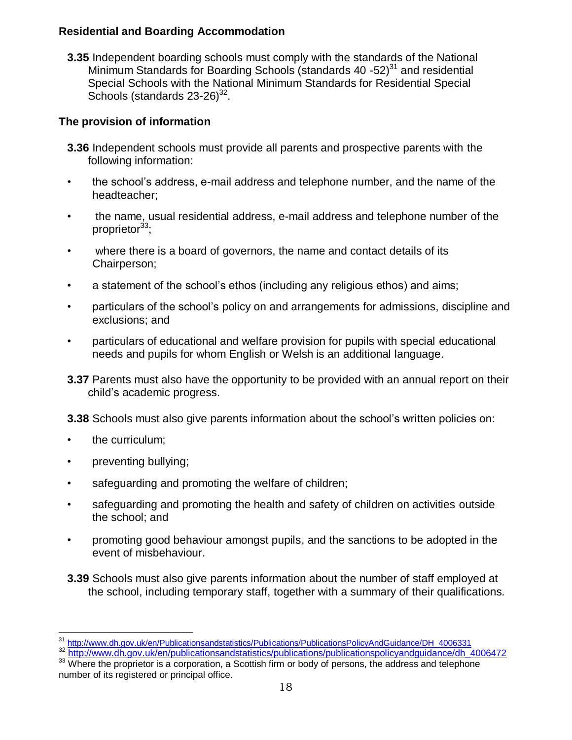### Residential and Boarding Accommodation

**3.35** Independent boarding schools must comply with the standards of the National Minimum Standards for Boarding Schools (standards 40 -52)[31] and residential Special Schools with the National Minimum Standards for Residential Special Schools (standards 23-26)[32].

### The provision of information

**3.36** Independent schools must provide all parents and prospective parents with the following information:

- the school's address, e-mail address and telephone number, and the name of the headteacher;
- the name, usual residential address, e-mail address and telephone number of the proprietor[33];
- where there is a board of governors, the name and contact details of its Chairperson;
- a statement of the school's ethos (including any religious ethos) and aims;
- particulars of the school's policy on and arrangements for admissions, discipline and exclusions; and
- particulars of educational and welfare provision for pupils with special educational needs and pupils for whom English or Welsh is an additional language.

**3.37** Parents must also have the opportunity to be provided with an annual report on their child's academic progress.

**3.38** Schools must also give parents information about the school's written policies on:

- the curriculum;
- preventing bullying;
- safeguarding and promoting the welfare of children;
- safeguarding and promoting the health and safety of children on activities outside the school; and
- promoting good behaviour amongst pupils, and the sanctions to be adopted in the event of misbehaviour.

**3.39** Schools must also give parents information about the number of staff employed at the school, including temporary staff, together with a summary of their qualifications.

---

[31] http://www.dh.gov.uk/en/Publicationsandstatistics/Publications/PublicationsPolicyAndGuidance/DH_4006331

[32] http://www.dh.gov.uk/en/publicationsandstatistics/publications/publicationspolicyandguidance/dh_4006472

[33] Where the proprietor is a corporation, a Scottish firm or body of persons, the address and telephone number of its registered or principal office.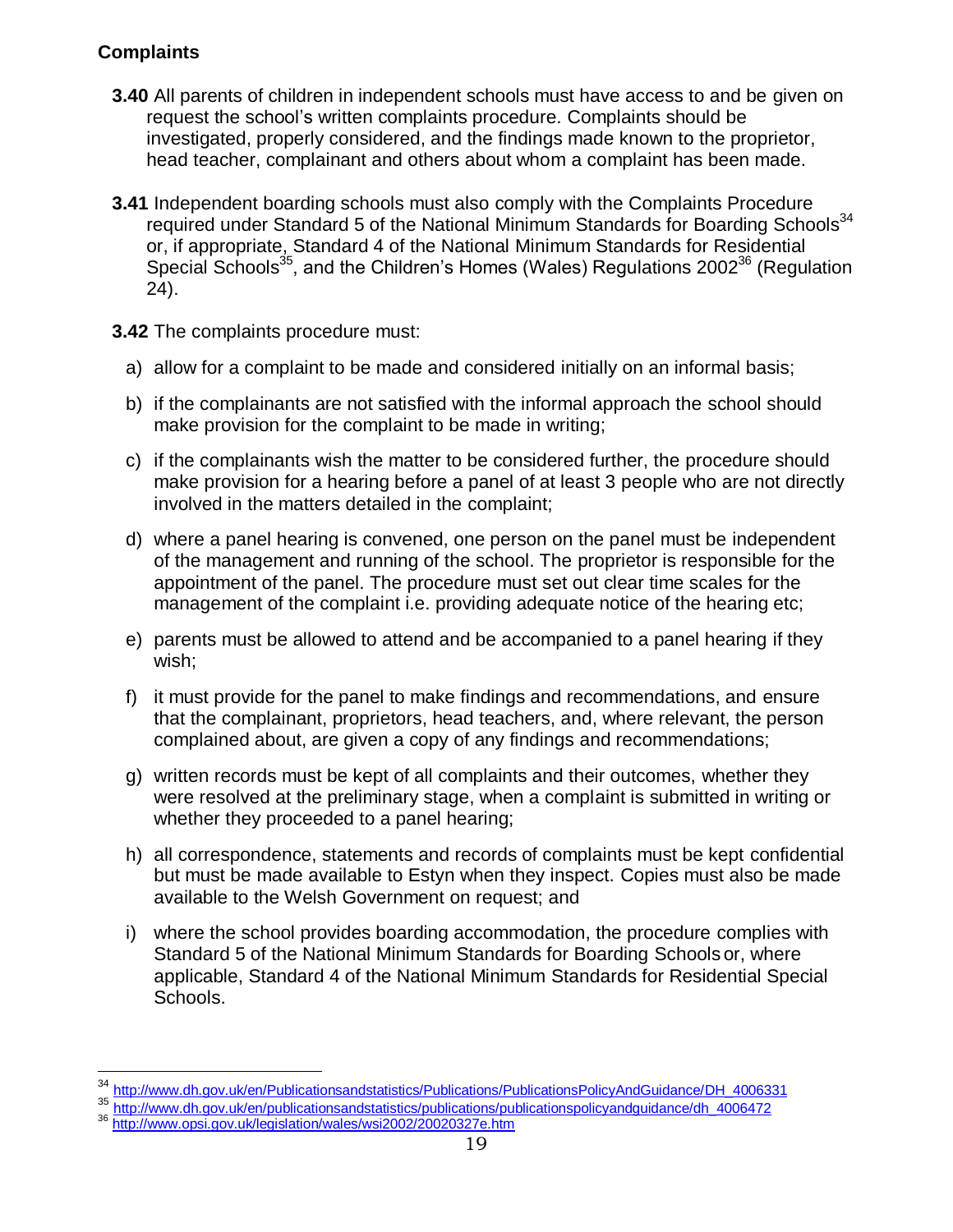**Complaints**

**3.40** All parents of children in independent schools must have access to and be given on request the school's written complaints procedure. Complaints should be investigated, properly considered, and the findings made known to the proprietor, head teacher, complainant and others about whom a complaint has been made.

**3.41** Independent boarding schools must also comply with the Complaints Procedure required under Standard 5 of the National Minimum Standards for Boarding Schools[34] or, if appropriate, Standard 4 of the National Minimum Standards for Residential Special Schools[35], and the Children's Homes (Wales) Regulations 2002[36] (Regulation 24).

**3.42** The complaints procedure must:

a) allow for a complaint to be made and considered initially on an informal basis;

b) if the complainants are not satisfied with the informal approach the school should make provision for the complaint to be made in writing;

c) if the complainants wish the matter to be considered further, the procedure should make provision for a hearing before a panel of at least 3 people who are not directly involved in the matters detailed in the complaint;

d) where a panel hearing is convened, one person on the panel must be independent of the management and running of the school. The proprietor is responsible for the appointment of the panel. The procedure must set out clear time scales for the management of the complaint i.e. providing adequate notice of the hearing etc;

e) parents must be allowed to attend and be accompanied to a panel hearing if they wish;

f) it must provide for the panel to make findings and recommendations, and ensure that the complainant, proprietors, head teachers, and, where relevant, the person complained about, are given a copy of any findings and recommendations;

g) written records must be kept of all complaints and their outcomes, whether they were resolved at the preliminary stage, when a complaint is submitted in writing or whether they proceeded to a panel hearing;

h) all correspondence, statements and records of complaints must be kept confidential but must be made available to Estyn when they inspect. Copies must also be made available to the Welsh Government on request; and

i) where the school provides boarding accommodation, the procedure complies with Standard 5 of the National Minimum Standards for Boarding Schools or, where applicable, Standard 4 of the National Minimum Standards for Residential Special Schools.

---

[34] http://www.dh.gov.uk/en/Publicationsandstatistics/Publications/PublicationsPolicyAndGuidance/DH_4006331

[35] http://www.dh.gov.uk/en/publicationsandstatistics/publications/publicationspolicyandguidance/dh_4006472

[36] http://www.opsi.gov.uk/legislation/wales/wsi2002/20020327e.htm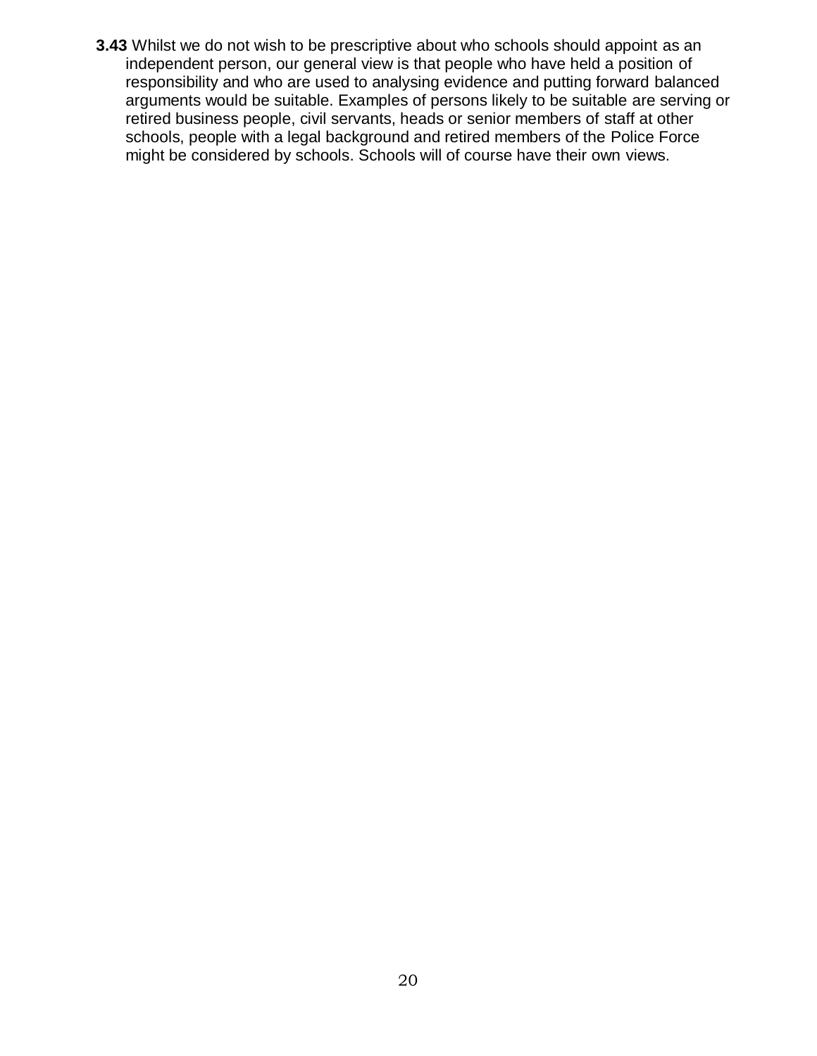**3.43** Whilst we do not wish to be prescriptive about who schools should appoint as an independent person, our general view is that people who have held a position of responsibility and who are used to analysing evidence and putting forward balanced arguments would be suitable. Examples of persons likely to be suitable are serving or retired business people, civil servants, heads or senior members of staff at other schools, people with a legal background and retired members of the Police Force might be considered by schools. Schools will of course have their own views.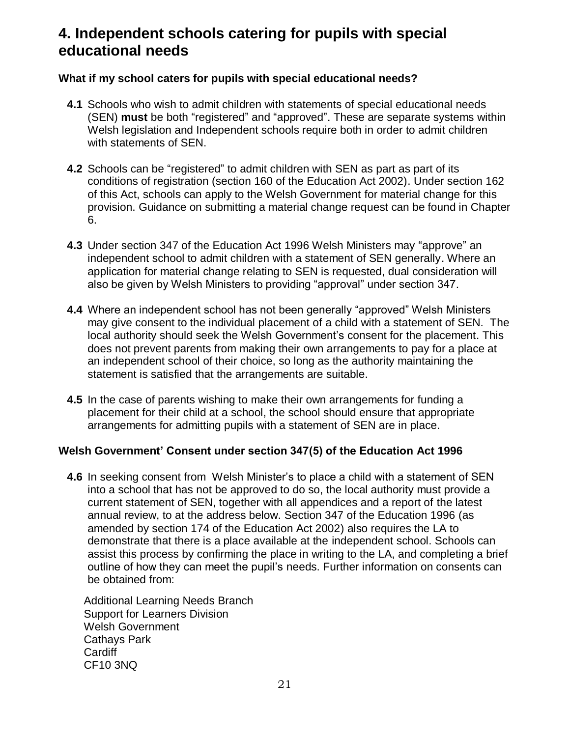# 4. Independent schools catering for pupils with special educational needs

### What if my school caters for pupils with special educational needs?

**4.1** Schools who wish to admit children with statements of special educational needs (SEN) **must** be both "registered" and "approved". These are separate systems within Welsh legislation and Independent schools require both in order to admit children with statements of SEN.

**4.2** Schools can be "registered" to admit children with SEN as part as part of its conditions of registration (section 160 of the Education Act 2002). Under section 162 of this Act, schools can apply to the Welsh Government for material change for this provision. Guidance on submitting a material change request can be found in Chapter 6.

**4.3** Under section 347 of the Education Act 1996 Welsh Ministers may "approve" an independent school to admit children with a statement of SEN generally. Where an application for material change relating to SEN is requested, dual consideration will also be given by Welsh Ministers to providing "approval" under section 347.

**4.4** Where an independent school has not been generally "approved" Welsh Ministers may give consent to the individual placement of a child with a statement of SEN. The local authority should seek the Welsh Government's consent for the placement. This does not prevent parents from making their own arrangements to pay for a place at an independent school of their choice, so long as the authority maintaining the statement is satisfied that the arrangements are suitable.

**4.5** In the case of parents wishing to make their own arrangements for funding a placement for their child at a school, the school should ensure that appropriate arrangements for admitting pupils with a statement of SEN are in place.

### Welsh Government' Consent under section 347(5) of the Education Act 1996

**4.6** In seeking consent from Welsh Minister's to place a child with a statement of SEN into a school that has not be approved to do so, the local authority must provide a current statement of SEN, together with all appendices and a report of the latest annual review, to at the address below. Section 347 of the Education 1996 (as amended by section 174 of the Education Act 2002) also requires the LA to demonstrate that there is a place available at the independent school. Schools can assist this process by confirming the place in writing to the LA, and completing a brief outline of how they can meet the pupil's needs. Further information on consents can be obtained from:

Additional Learning Needs Branch
Support for Learners Division
Welsh Government
Cathays Park
Cardiff
CF10 3NQ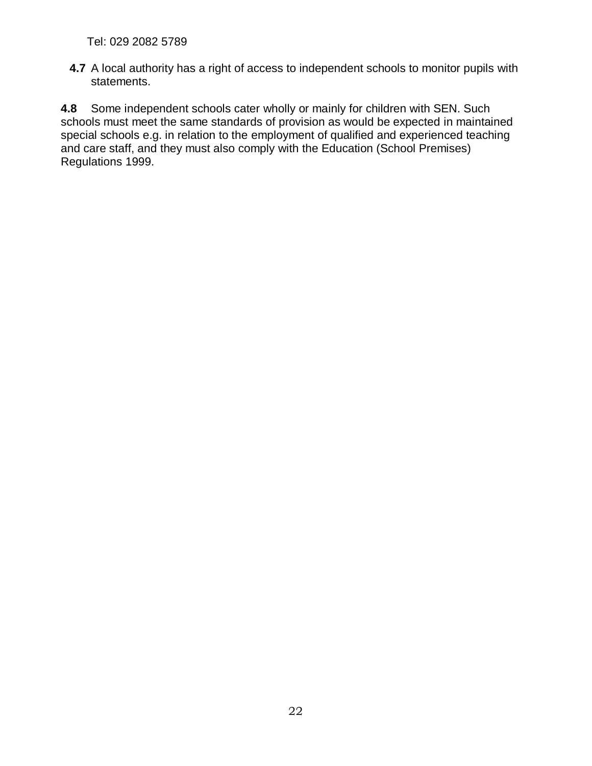Tel: 029 2082 5789

**4.7** A local authority has a right of access to independent schools to monitor pupils with statements.

**4.8** Some independent schools cater wholly or mainly for children with SEN. Such schools must meet the same standards of provision as would be expected in maintained special schools e.g. in relation to the employment of qualified and experienced teaching and care staff, and they must also comply with the Education (School Premises) Regulations 1999.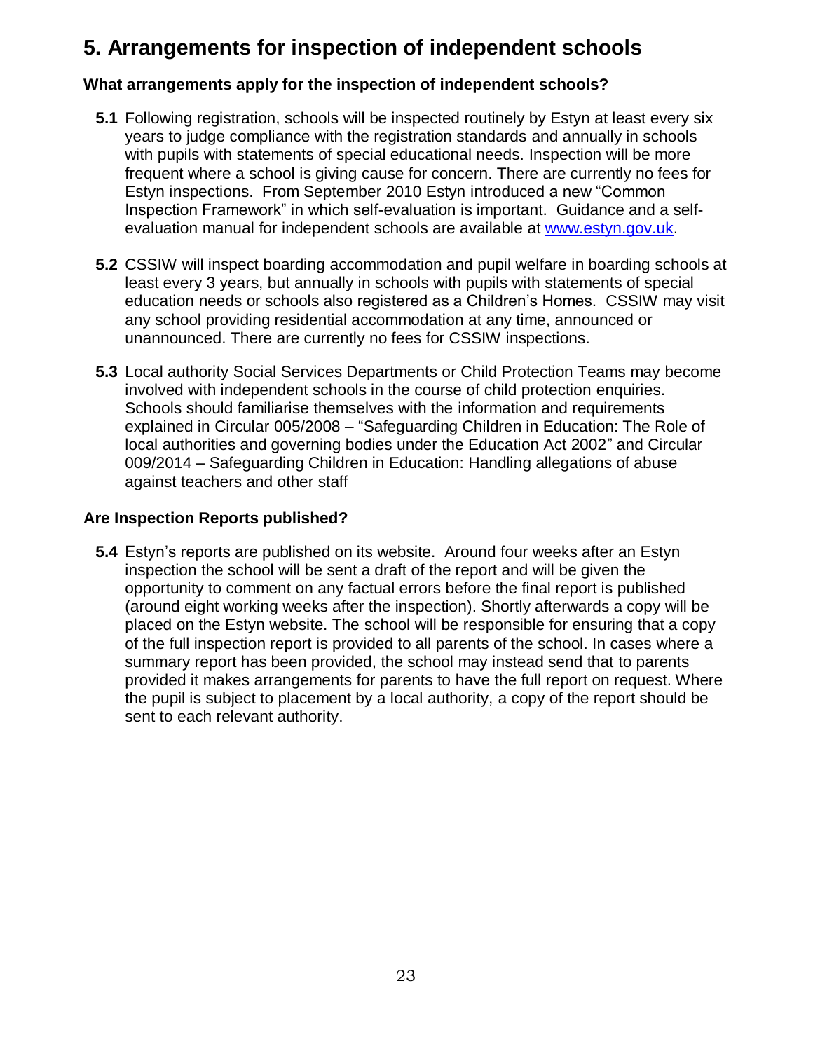# 5. Arrangements for inspection of independent schools

### What arrangements apply for the inspection of independent schools?

**5.1** Following registration, schools will be inspected routinely by Estyn at least every six years to judge compliance with the registration standards and annually in schools with pupils with statements of special educational needs. Inspection will be more frequent where a school is giving cause for concern. There are currently no fees for Estyn inspections. From September 2010 Estyn introduced a new "Common Inspection Framework" in which self-evaluation is important. Guidance and a self-evaluation manual for independent schools are available at [www.estyn.gov.uk](http://www.estyn.gov.uk).

**5.2** CSSIW will inspect boarding accommodation and pupil welfare in boarding schools at least every 3 years, but annually in schools with pupils with statements of special education needs or schools also registered as a Children's Homes. CSSIW may visit any school providing residential accommodation at any time, announced or unannounced. There are currently no fees for CSSIW inspections.

**5.3** Local authority Social Services Departments or Child Protection Teams may become involved with independent schools in the course of child protection enquiries. Schools should familiarise themselves with the information and requirements explained in Circular 005/2008 – "Safeguarding Children in Education: The Role of local authorities and governing bodies under the Education Act 2002" and Circular 009/2014 – Safeguarding Children in Education: Handling allegations of abuse against teachers and other staff

### Are Inspection Reports published?

**5.4** Estyn's reports are published on its website. Around four weeks after an Estyn inspection the school will be sent a draft of the report and will be given the opportunity to comment on any factual errors before the final report is published (around eight working weeks after the inspection). Shortly afterwards a copy will be placed on the Estyn website. The school will be responsible for ensuring that a copy of the full inspection report is provided to all parents of the school. In cases where a summary report has been provided, the school may instead send that to parents provided it makes arrangements for parents to have the full report on request. Where the pupil is subject to placement by a local authority, a copy of the report should be sent to each relevant authority.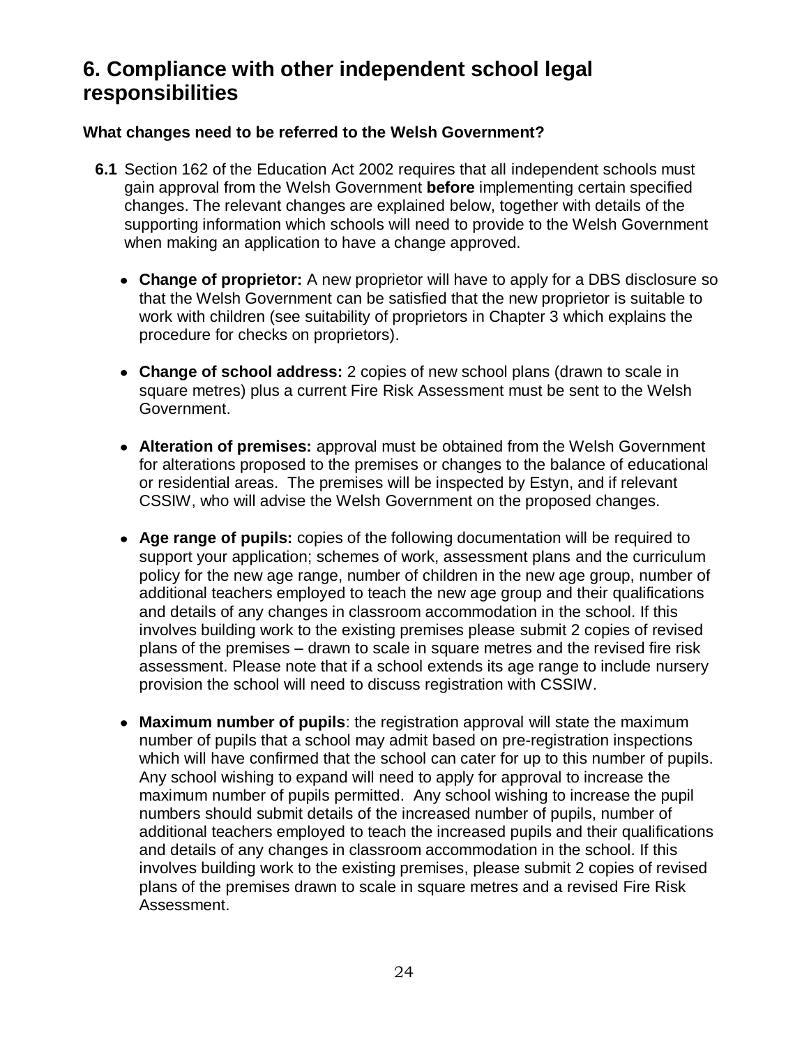# 6. Compliance with other independent school legal responsibilities

### What changes need to be referred to the Welsh Government?

**6.1** Section 162 of the Education Act 2002 requires that all independent schools must gain approval from the Welsh Government **before** implementing certain specified changes. The relevant changes are explained below, together with details of the supporting information which schools will need to provide to the Welsh Government when making an application to have a change approved.

- **Change of proprietor:** A new proprietor will have to apply for a DBS disclosure so that the Welsh Government can be satisfied that the new proprietor is suitable to work with children (see suitability of proprietors in Chapter 3 which explains the procedure for checks on proprietors).

- **Change of school address:** 2 copies of new school plans (drawn to scale in square metres) plus a current Fire Risk Assessment must be sent to the Welsh Government.

- **Alteration of premises:** approval must be obtained from the Welsh Government for alterations proposed to the premises or changes to the balance of educational or residential areas. The premises will be inspected by Estyn, and if relevant CSSIW, who will advise the Welsh Government on the proposed changes.

- **Age range of pupils:** copies of the following documentation will be required to support your application; schemes of work, assessment plans and the curriculum policy for the new age range, number of children in the new age group, number of additional teachers employed to teach the new age group and their qualifications and details of any changes in classroom accommodation in the school. If this involves building work to the existing premises please submit 2 copies of revised plans of the premises – drawn to scale in square metres and the revised fire risk assessment. Please note that if a school extends its age range to include nursery provision the school will need to discuss registration with CSSIW.

- **Maximum number of pupils**: the registration approval will state the maximum number of pupils that a school may admit based on pre-registration inspections which will have confirmed that the school can cater for up to this number of pupils. Any school wishing to expand will need to apply for approval to increase the maximum number of pupils permitted. Any school wishing to increase the pupil numbers should submit details of the increased number of pupils, number of additional teachers employed to teach the increased pupils and their qualifications and details of any changes in classroom accommodation in the school. If this involves building work to the existing premises, please submit 2 copies of revised plans of the premises drawn to scale in square metres and a revised Fire Risk Assessment.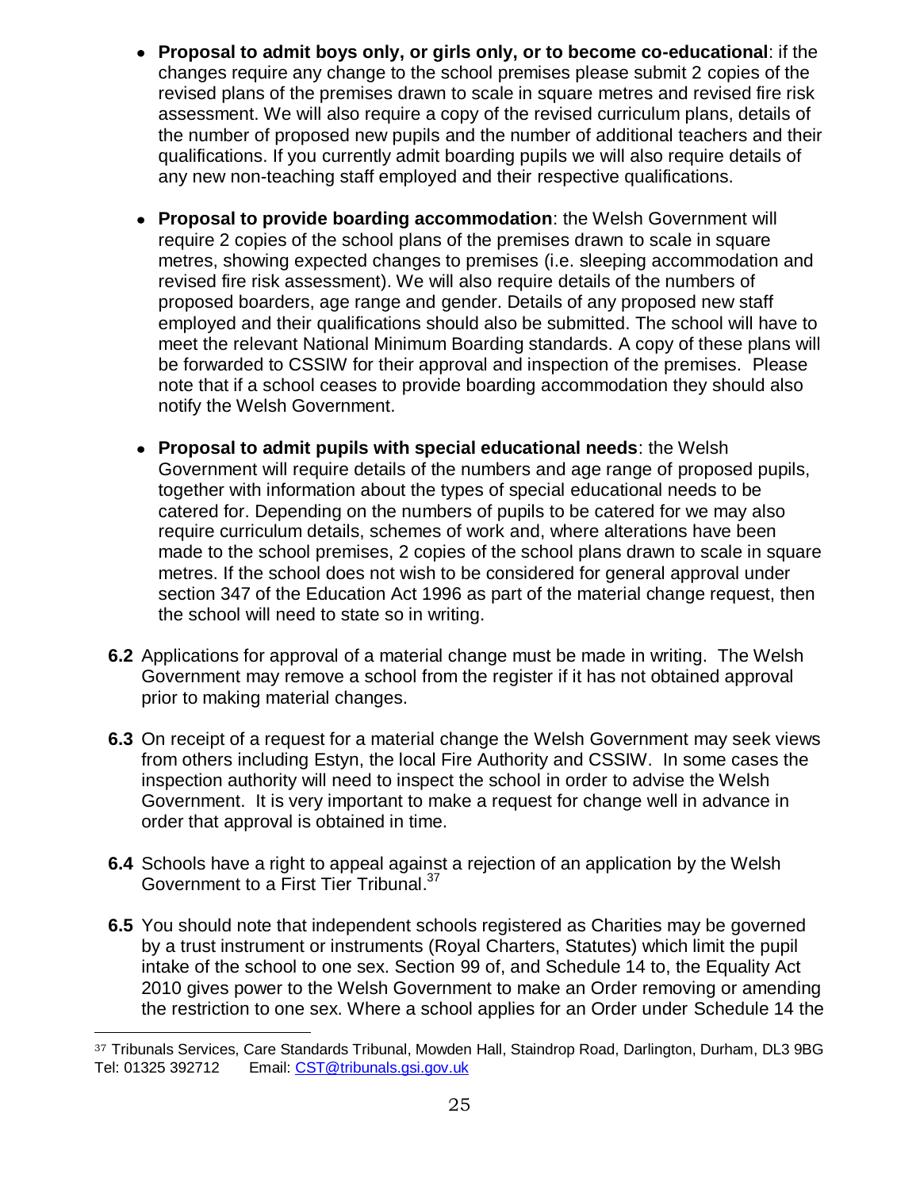- **Proposal to admit boys only, or girls only, or to become co-educational**: if the changes require any change to the school premises please submit 2 copies of the revised plans of the premises drawn to scale in square metres and revised fire risk assessment. We will also require a copy of the revised curriculum plans, details of the number of proposed new pupils and the number of additional teachers and their qualifications. If you currently admit boarding pupils we will also require details of any new non-teaching staff employed and their respective qualifications.

- **Proposal to provide boarding accommodation**: the Welsh Government will require 2 copies of the school plans of the premises drawn to scale in square metres, showing expected changes to premises (i.e. sleeping accommodation and revised fire risk assessment). We will also require details of the numbers of proposed boarders, age range and gender. Details of any proposed new staff employed and their qualifications should also be submitted. The school will have to meet the relevant National Minimum Boarding standards. A copy of these plans will be forwarded to CSSIW for their approval and inspection of the premises. Please note that if a school ceases to provide boarding accommodation they should also notify the Welsh Government.

- **Proposal to admit pupils with special educational needs**: the Welsh Government will require details of the numbers and age range of proposed pupils, together with information about the types of special educational needs to be catered for. Depending on the numbers of pupils to be catered for we may also require curriculum details, schemes of work and, where alterations have been made to the school premises, 2 copies of the school plans drawn to scale in square metres. If the school does not wish to be considered for general approval under section 347 of the Education Act 1996 as part of the material change request, then the school will need to state so in writing.

**6.2** Applications for approval of a material change must be made in writing. The Welsh Government may remove a school from the register if it has not obtained approval prior to making material changes.

**6.3** On receipt of a request for a material change the Welsh Government may seek views from others including Estyn, the local Fire Authority and CSSIW. In some cases the inspection authority will need to inspect the school in order to advise the Welsh Government. It is very important to make a request for change well in advance in order that approval is obtained in time.

**6.4** Schools have a right to appeal against a rejection of an application by the Welsh Government to a First Tier Tribunal.[37]

**6.5** You should note that independent schools registered as Charities may be governed by a trust instrument or instruments (Royal Charters, Statutes) which limit the pupil intake of the school to one sex. Section 99 of, and Schedule 14 to, the Equality Act 2010 gives power to the Welsh Government to make an Order removing or amending the restriction to one sex. Where a school applies for an Order under Schedule 14 the

---

[37] Tribunals Services, Care Standards Tribunal, Mowden Hall, Staindrop Road, Darlington, Durham, DL3 9BG Tel: 01325 392712 Email: CST@tribunals.gsi.gov.uk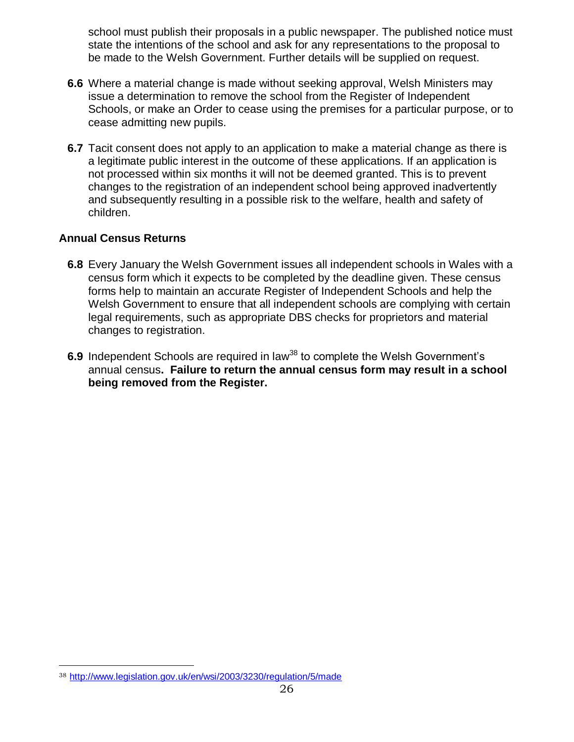school must publish their proposals in a public newspaper. The published notice must state the intentions of the school and ask for any representations to the proposal to be made to the Welsh Government. Further details will be supplied on request.

**6.6** Where a material change is made without seeking approval, Welsh Ministers may issue a determination to remove the school from the Register of Independent Schools, or make an Order to cease using the premises for a particular purpose, or to cease admitting new pupils.

**6.7** Tacit consent does not apply to an application to make a material change as there is a legitimate public interest in the outcome of these applications. If an application is not processed within six months it will not be deemed granted. This is to prevent changes to the registration of an independent school being approved inadvertently and subsequently resulting in a possible risk to the welfare, health and safety of children.

### Annual Census Returns

**6.8** Every January the Welsh Government issues all independent schools in Wales with a census form which it expects to be completed by the deadline given. These census forms help to maintain an accurate Register of Independent Schools and help the Welsh Government to ensure that all independent schools are complying with certain legal requirements, such as appropriate DBS checks for proprietors and material changes to registration.

**6.9** Independent Schools are required in law[38] to complete the Welsh Government's annual census**. Failure to return the annual census form may result in a school being removed from the Register.**

---

[38] http://www.legislation.gov.uk/en/wsi/2003/3230/regulation/5/made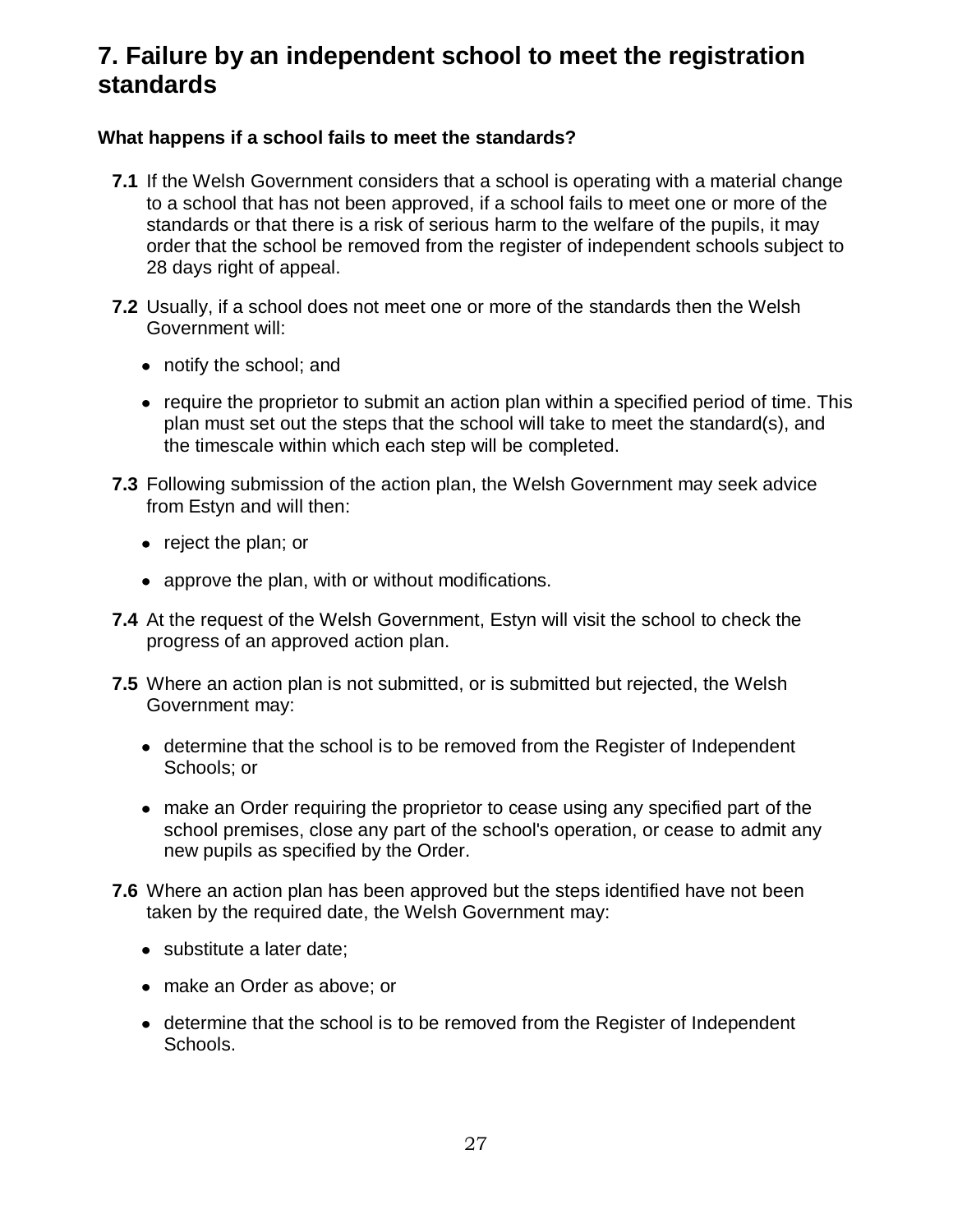## 7. Failure by an independent school to meet the registration standards

### What happens if a school fails to meet the standards?

**7.1** If the Welsh Government considers that a school is operating with a material change to a school that has not been approved, if a school fails to meet one or more of the standards or that there is a risk of serious harm to the welfare of the pupils, it may order that the school be removed from the register of independent schools subject to 28 days right of appeal.

**7.2** Usually, if a school does not meet one or more of the standards then the Welsh Government will:

- notify the school; and
- require the proprietor to submit an action plan within a specified period of time. This plan must set out the steps that the school will take to meet the standard(s), and the timescale within which each step will be completed.

**7.3** Following submission of the action plan, the Welsh Government may seek advice from Estyn and will then:

- reject the plan; or
- approve the plan, with or without modifications.

**7.4** At the request of the Welsh Government, Estyn will visit the school to check the progress of an approved action plan.

**7.5** Where an action plan is not submitted, or is submitted but rejected, the Welsh Government may:

- determine that the school is to be removed from the Register of Independent Schools; or
- make an Order requiring the proprietor to cease using any specified part of the school premises, close any part of the school's operation, or cease to admit any new pupils as specified by the Order.

**7.6** Where an action plan has been approved but the steps identified have not been taken by the required date, the Welsh Government may:

- substitute a later date;
- make an Order as above; or
- determine that the school is to be removed from the Register of Independent Schools.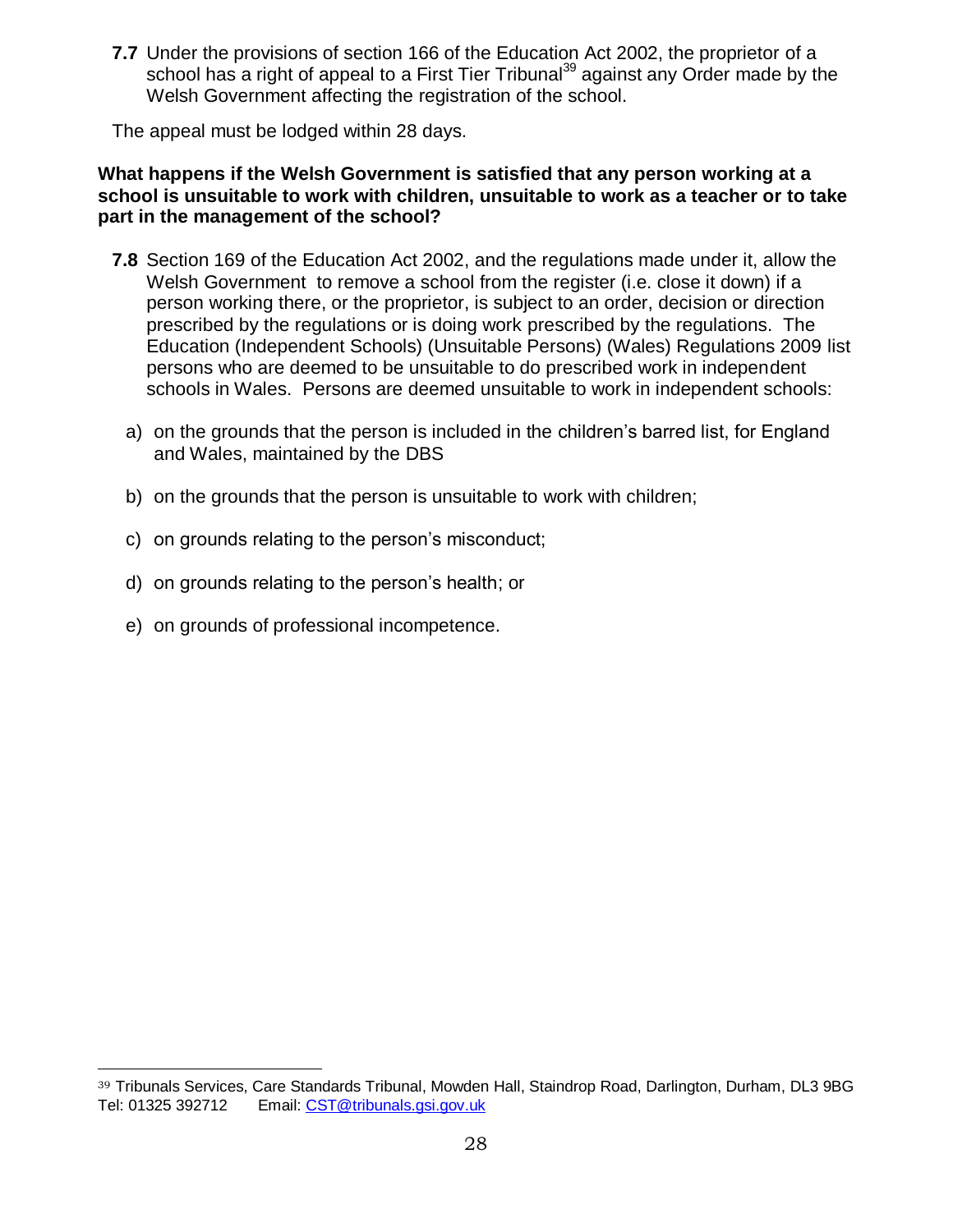**7.7** Under the provisions of section 166 of the Education Act 2002, the proprietor of a school has a right of appeal to a First Tier Tribunal[39] against any Order made by the Welsh Government affecting the registration of the school.

The appeal must be lodged within 28 days.

**What happens if the Welsh Government is satisfied that any person working at a school is unsuitable to work with children, unsuitable to work as a teacher or to take part in the management of the school?**

**7.8** Section 169 of the Education Act 2002, and the regulations made under it, allow the Welsh Government to remove a school from the register (i.e. close it down) if a person working there, or the proprietor, is subject to an order, decision or direction prescribed by the regulations or is doing work prescribed by the regulations. The Education (Independent Schools) (Unsuitable Persons) (Wales) Regulations 2009 list persons who are deemed to be unsuitable to do prescribed work in independent schools in Wales. Persons are deemed unsuitable to work in independent schools:

a) on the grounds that the person is included in the children's barred list, for England and Wales, maintained by the DBS

b) on the grounds that the person is unsuitable to work with children;

c) on grounds relating to the person's misconduct;

d) on grounds relating to the person's health; or

e) on grounds of professional incompetence.

---

[39] Tribunals Services, Care Standards Tribunal, Mowden Hall, Staindrop Road, Darlington, Durham, DL3 9BG Tel: 01325 392712 Email: CST@tribunals.gsi.gov.uk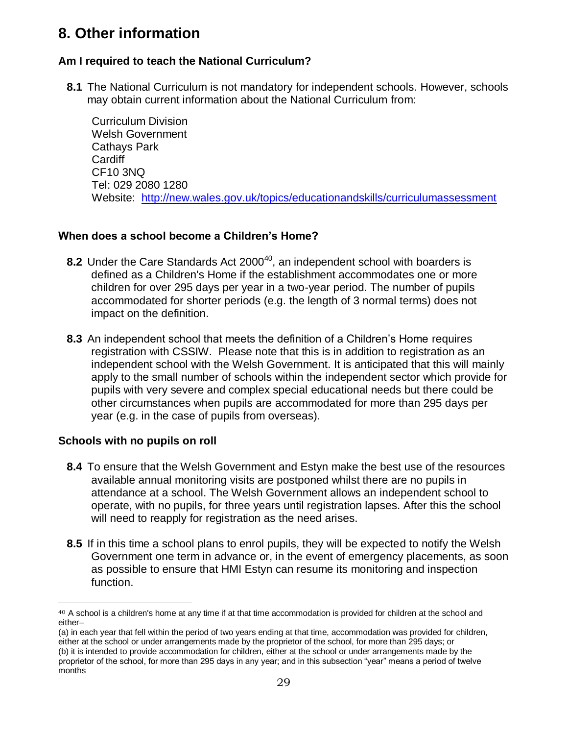## 8. Other information

### Am I required to teach the National Curriculum?

**8.1** The National Curriculum is not mandatory for independent schools. However, schools may obtain current information about the National Curriculum from:

Curriculum Division
Welsh Government
Cathays Park
Cardiff
CF10 3NQ
Tel: 029 2080 1280
Website: http://new.wales.gov.uk/topics/educationandskills/curriculumassessment

### When does a school become a Children's Home?

**8.2** Under the Care Standards Act 2000[40], an independent school with boarders is defined as a Children's Home if the establishment accommodates one or more children for over 295 days per year in a two-year period. The number of pupils accommodated for shorter periods (e.g. the length of 3 normal terms) does not impact on the definition.

**8.3** An independent school that meets the definition of a Children's Home requires registration with CSSIW. Please note that this is in addition to registration as an independent school with the Welsh Government. It is anticipated that this will mainly apply to the small number of schools within the independent sector which provide for pupils with very severe and complex special educational needs but there could be other circumstances when pupils are accommodated for more than 295 days per year (e.g. in the case of pupils from overseas).

### Schools with no pupils on roll

**8.4** To ensure that the Welsh Government and Estyn make the best use of the resources available annual monitoring visits are postponed whilst there are no pupils in attendance at a school. The Welsh Government allows an independent school to operate, with no pupils, for three years until registration lapses. After this the school will need to reapply for registration as the need arises.

**8.5** If in this time a school plans to enrol pupils, they will be expected to notify the Welsh Government one term in advance or, in the event of emergency placements, as soon as possible to ensure that HMI Estyn can resume its monitoring and inspection function.

---

[40] A school is a children's home at any time if at that time accommodation is provided for children at the school and either–
(a) in each year that fell within the period of two years ending at that time, accommodation was provided for children, either at the school or under arrangements made by the proprietor of the school, for more than 295 days; or
(b) it is intended to provide accommodation for children, either at the school or under arrangements made by the proprietor of the school, for more than 295 days in any year; and in this subsection "year" means a period of twelve months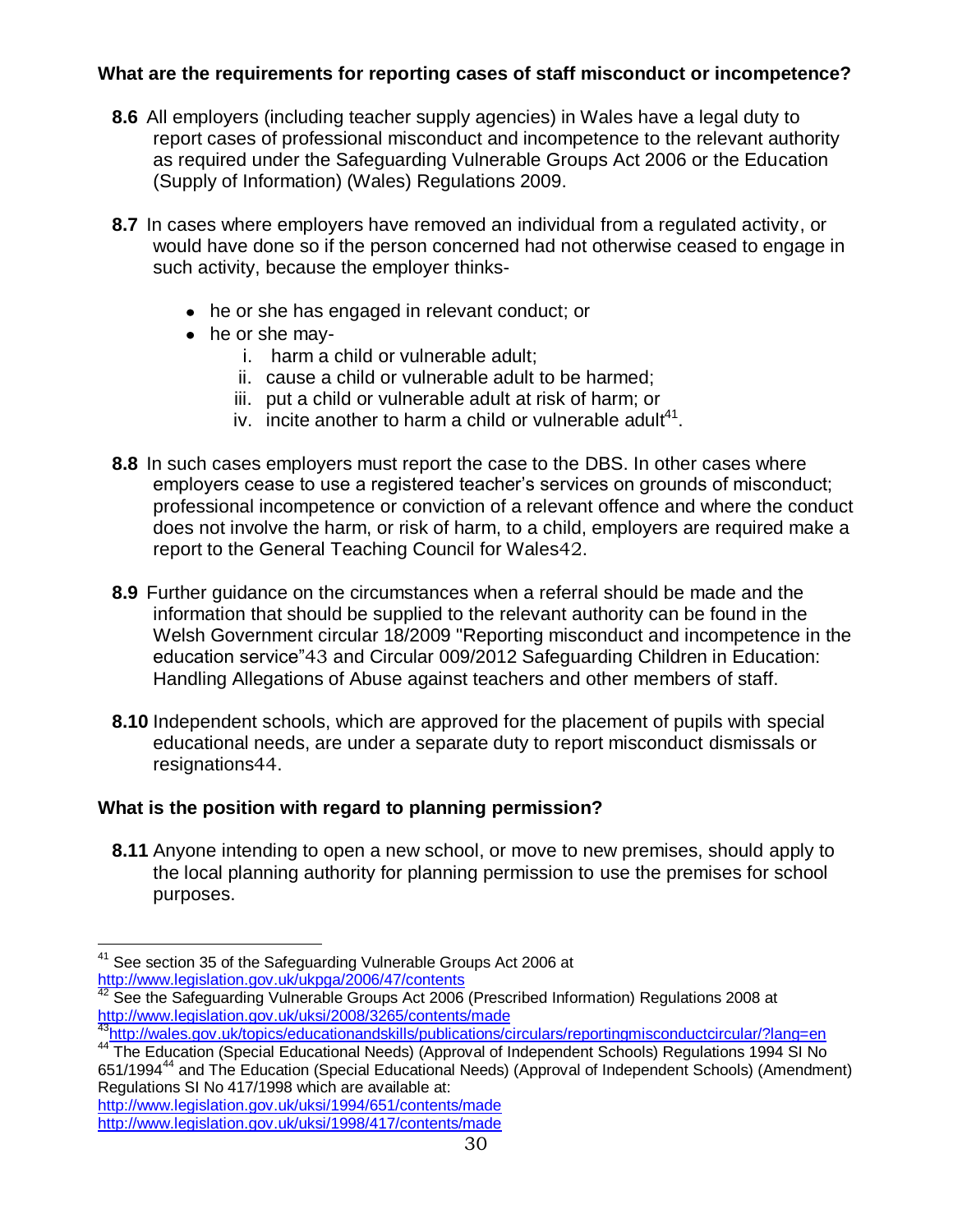**What are the requirements for reporting cases of staff misconduct or incompetence?**

**8.6** All employers (including teacher supply agencies) in Wales have a legal duty to report cases of professional misconduct and incompetence to the relevant authority as required under the Safeguarding Vulnerable Groups Act 2006 or the Education (Supply of Information) (Wales) Regulations 2009.

**8.7** In cases where employers have removed an individual from a regulated activity, or would have done so if the person concerned had not otherwise ceased to engage in such activity, because the employer thinks-

- he or she has engaged in relevant conduct; or
- he or she may-
    i. harm a child or vulnerable adult;
    ii. cause a child or vulnerable adult to be harmed;
    iii. put a child or vulnerable adult at risk of harm; or
    iv. incite another to harm a child or vulnerable adult[41].

**8.8** In such cases employers must report the case to the DBS. In other cases where employers cease to use a registered teacher's services on grounds of misconduct; professional incompetence or conviction of a relevant offence and where the conduct does not involve the harm, or risk of harm, to a child, employers are required make a report to the General Teaching Council for Wales[42].

**8.9** Further guidance on the circumstances when a referral should be made and the information that should be supplied to the relevant authority can be found in the Welsh Government circular 18/2009 "Reporting misconduct and incompetence in the education service"[43] and Circular 009/2012 Safeguarding Children in Education: Handling Allegations of Abuse against teachers and other members of staff.

**8.10** Independent schools, which are approved for the placement of pupils with special educational needs, are under a separate duty to report misconduct dismissals or resignations[44].

**What is the position with regard to planning permission?**

**8.11** Anyone intending to open a new school, or move to new premises, should apply to the local planning authority for planning permission to use the premises for school purposes.

---

[41] See section 35 of the Safeguarding Vulnerable Groups Act 2006 at http://www.legislation.gov.uk/ukpga/2006/47/contents

[42] See the Safeguarding Vulnerable Groups Act 2006 (Prescribed Information) Regulations 2008 at http://www.legislation.gov.uk/uksi/2008/3265/contents/made

[43] http://wales.gov.uk/topics/educationandskills/publications/circulars/reportingmisconductcircular/?lang=en

[44] The Education (Special Educational Needs) (Approval of Independent Schools) Regulations 1994 SI No 651/1994[44] and The Education (Special Educational Needs) (Approval of Independent Schools) (Amendment) Regulations SI No 417/1998 which are available at:
http://www.legislation.gov.uk/uksi/1994/651/contents/made
http://www.legislation.gov.uk/uksi/1998/417/contents/made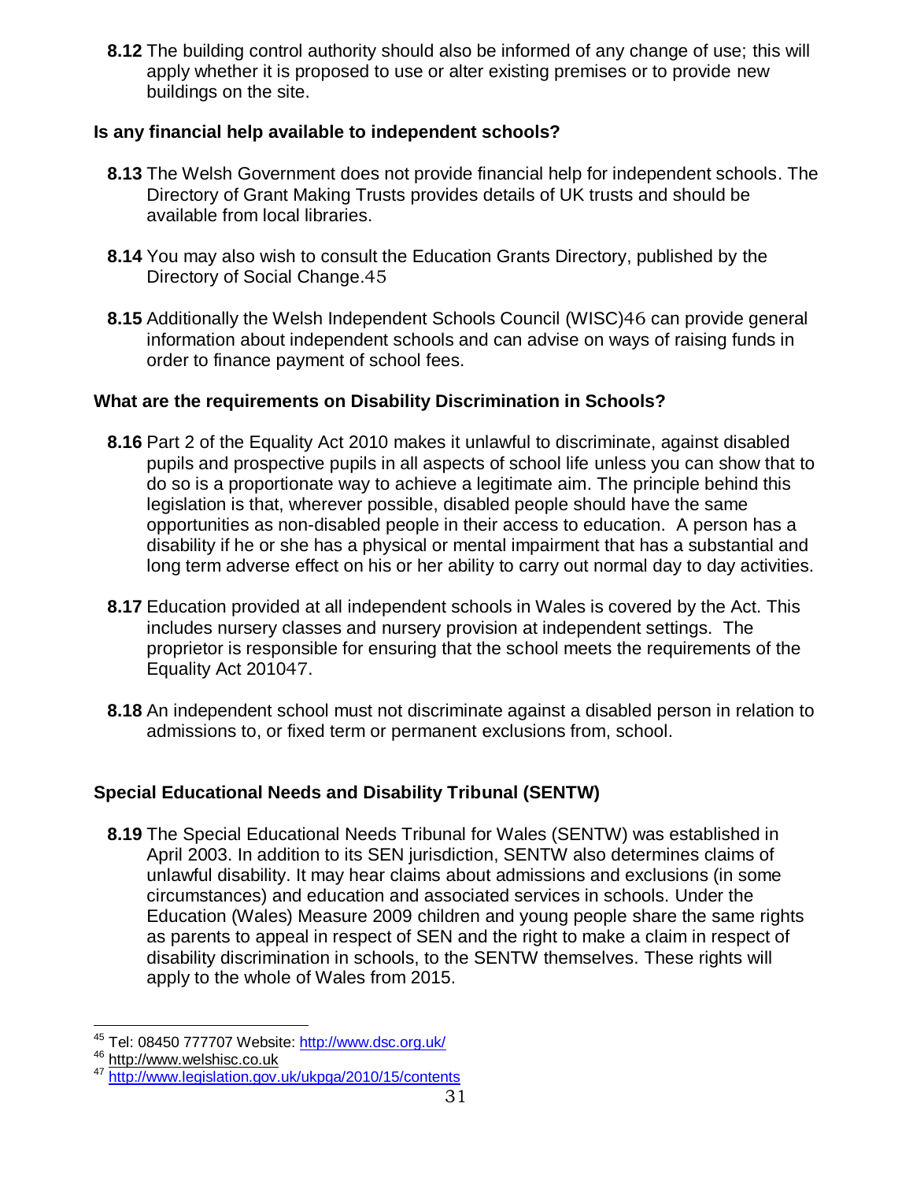**8.12** The building control authority should also be informed of any change of use; this will apply whether it is proposed to use or alter existing premises or to provide new buildings on the site.

### Is any financial help available to independent schools?

**8.13** The Welsh Government does not provide financial help for independent schools. The Directory of Grant Making Trusts provides details of UK trusts and should be available from local libraries.

**8.14** You may also wish to consult the Education Grants Directory, published by the Directory of Social Change.[45]

**8.15** Additionally the Welsh Independent Schools Council (WISC)[46] can provide general information about independent schools and can advise on ways of raising funds in order to finance payment of school fees.

### What are the requirements on Disability Discrimination in Schools?

**8.16** Part 2 of the Equality Act 2010 makes it unlawful to discriminate, against disabled pupils and prospective pupils in all aspects of school life unless you can show that to do so is a proportionate way to achieve a legitimate aim. The principle behind this legislation is that, wherever possible, disabled people should have the same opportunities as non-disabled people in their access to education. A person has a disability if he or she has a physical or mental impairment that has a substantial and long term adverse effect on his or her ability to carry out normal day to day activities.

**8.17** Education provided at all independent schools in Wales is covered by the Act. This includes nursery classes and nursery provision at independent settings. The proprietor is responsible for ensuring that the school meets the requirements of the Equality Act 2010[47].

**8.18** An independent school must not discriminate against a disabled person in relation to admissions to, or fixed term or permanent exclusions from, school.

### Special Educational Needs and Disability Tribunal (SENTW)

**8.19** The Special Educational Needs Tribunal for Wales (SENTW) was established in April 2003. In addition to its SEN jurisdiction, SENTW also determines claims of unlawful disability. It may hear claims about admissions and exclusions (in some circumstances) and education and associated services in schools. Under the Education (Wales) Measure 2009 children and young people share the same rights as parents to appeal in respect of SEN and the right to make a claim in respect of disability discrimination in schools, to the SENTW themselves. These rights will apply to the whole of Wales from 2015.

---

[45] Tel: 08450 777707 Website: http://www.dsc.org.uk/

[46] http://www.welshisc.co.uk

[47] http://www.legislation.gov.uk/ukpga/2010/15/contents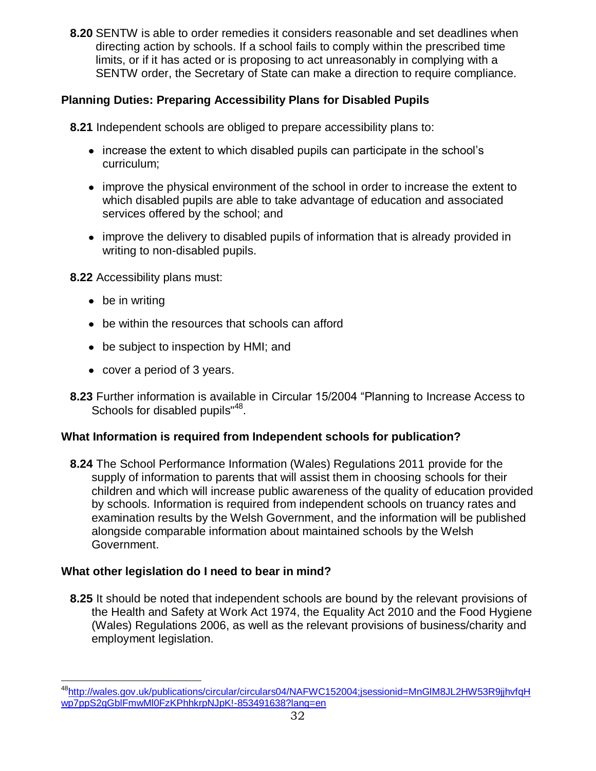**8.20** SENTW is able to order remedies it considers reasonable and set deadlines when directing action by schools. If a school fails to comply within the prescribed time limits, or if it has acted or is proposing to act unreasonably in complying with a SENTW order, the Secretary of State can make a direction to require compliance.

### Planning Duties: Preparing Accessibility Plans for Disabled Pupils

**8.21** Independent schools are obliged to prepare accessibility plans to:

- increase the extent to which disabled pupils can participate in the school's curriculum;
- improve the physical environment of the school in order to increase the extent to which disabled pupils are able to take advantage of education and associated services offered by the school; and
- improve the delivery to disabled pupils of information that is already provided in writing to non-disabled pupils.

**8.22** Accessibility plans must:

- be in writing
- be within the resources that schools can afford
- be subject to inspection by HMI; and
- cover a period of 3 years.

**8.23** Further information is available in Circular 15/2004 "Planning to Increase Access to Schools for disabled pupils"[48].

### What Information is required from Independent schools for publication?

**8.24** The School Performance Information (Wales) Regulations 2011 provide for the supply of information to parents that will assist them in choosing schools for their children and which will increase public awareness of the quality of education provided by schools. Information is required from independent schools on truancy rates and examination results by the Welsh Government, and the information will be published alongside comparable information about maintained schools by the Welsh Government.

### What other legislation do I need to bear in mind?

**8.25** It should be noted that independent schools are bound by the relevant provisions of the Health and Safety at Work Act 1974, the Equality Act 2010 and the Food Hygiene (Wales) Regulations 2006, as well as the relevant provisions of business/charity and employment legislation.

---

[48] http://wales.gov.uk/publications/circular/circulars04/NAFWC152004;jsessionid=MnGlM8JL2HW53R9jjhvfqHwp7ppS2gGblFmwMl0FzKPhhkrpNJpK!-853491638?lang=en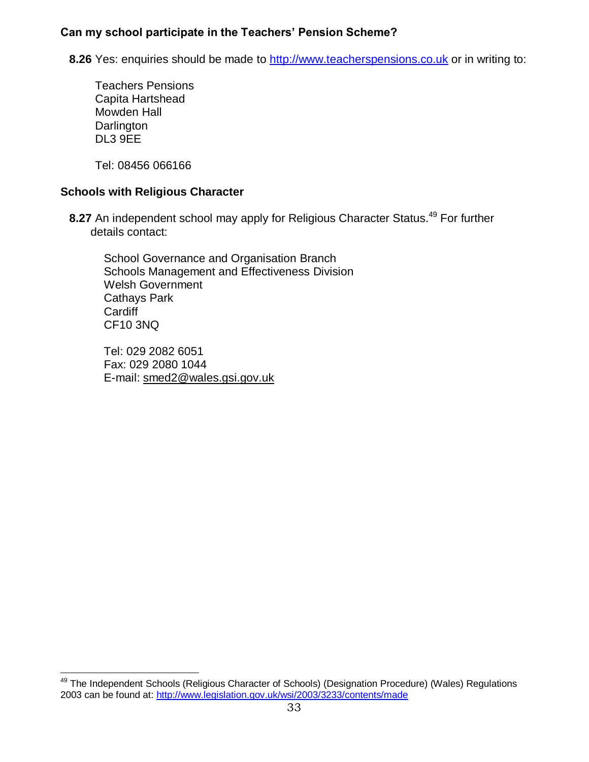### Can my school participate in the Teachers' Pension Scheme?

**8.26** Yes: enquiries should be made to http://www.teacherspensions.co.uk or in writing to:

Teachers Pensions
Capita Hartshead
Mowden Hall
Darlington
DL3 9EE

Tel: 08456 066166

### Schools with Religious Character

**8.27** An independent school may apply for Religious Character Status.[49] For further details contact:

School Governance and Organisation Branch
Schools Management and Effectiveness Division
Welsh Government
Cathays Park
Cardiff
CF10 3NQ

Tel: 029 2082 6051
Fax: 029 2080 1044
E-mail: smed2@wales.gsi.gov.uk

---

[49] The Independent Schools (Religious Character of Schools) (Designation Procedure) (Wales) Regulations 2003 can be found at: http://www.legislation.gov.uk/wsi/2003/3233/contents/made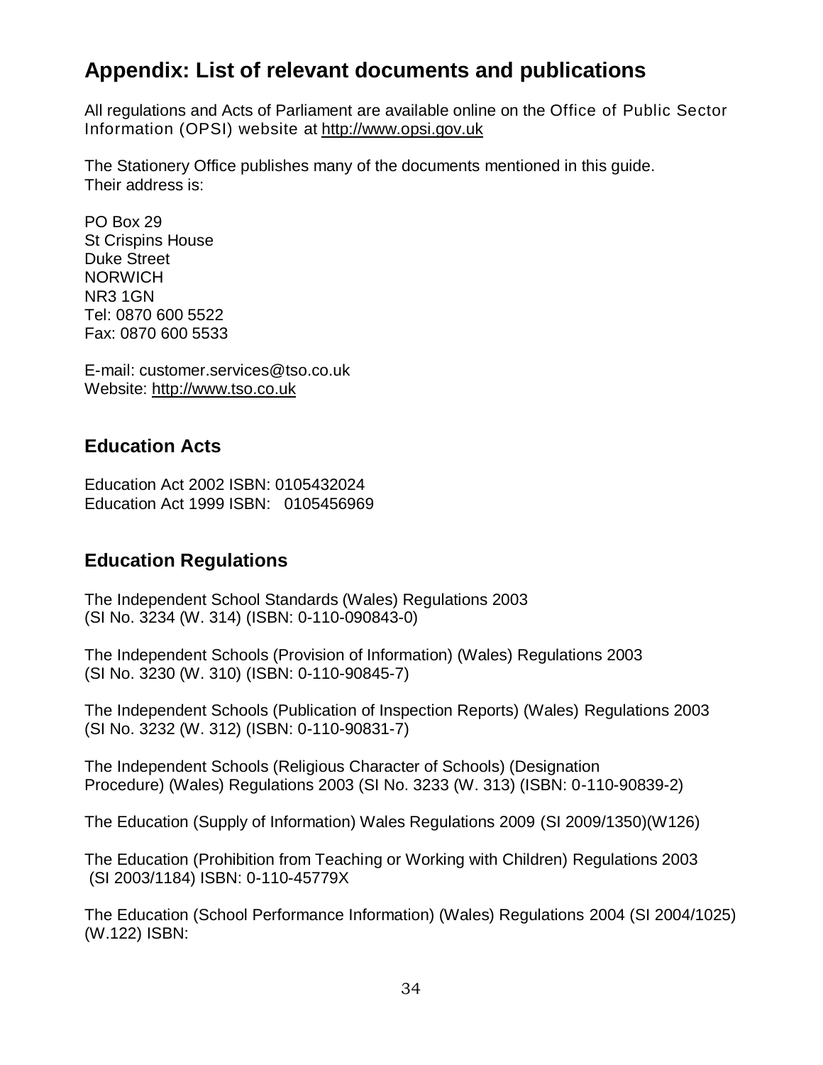# Appendix: List of relevant documents and publications

All regulations and Acts of Parliament are available online on the Office of Public Sector Information (OPSI) website at http://www.opsi.gov.uk

The Stationery Office publishes many of the documents mentioned in this guide. Their address is:

PO Box 29
St Crispins House
Duke Street
NORWICH
NR3 1GN
Tel: 0870 600 5522
Fax: 0870 600 5533

E-mail: customer.services@tso.co.uk
Website: http://www.tso.co.uk

## Education Acts

Education Act 2002 ISBN: 0105432024
Education Act 1999 ISBN: 0105456969

## Education Regulations

The Independent School Standards (Wales) Regulations 2003
(SI No. 3234 (W. 314) (ISBN: 0-110-090843-0)

The Independent Schools (Provision of Information) (Wales) Regulations 2003
(SI No. 3230 (W. 310) (ISBN: 0-110-90845-7)

The Independent Schools (Publication of Inspection Reports) (Wales) Regulations 2003
(SI No. 3232 (W. 312) (ISBN: 0-110-90831-7)

The Independent Schools (Religious Character of Schools) (Designation Procedure) (Wales) Regulations 2003 (SI No. 3233 (W. 313) (ISBN: 0-110-90839-2)

The Education (Supply of Information) Wales Regulations 2009 (SI 2009/1350)(W126)

The Education (Prohibition from Teaching or Working with Children) Regulations 2003
(SI 2003/1184) ISBN: 0-110-45779X

The Education (School Performance Information) (Wales) Regulations 2004 (SI 2004/1025) (W.122) ISBN: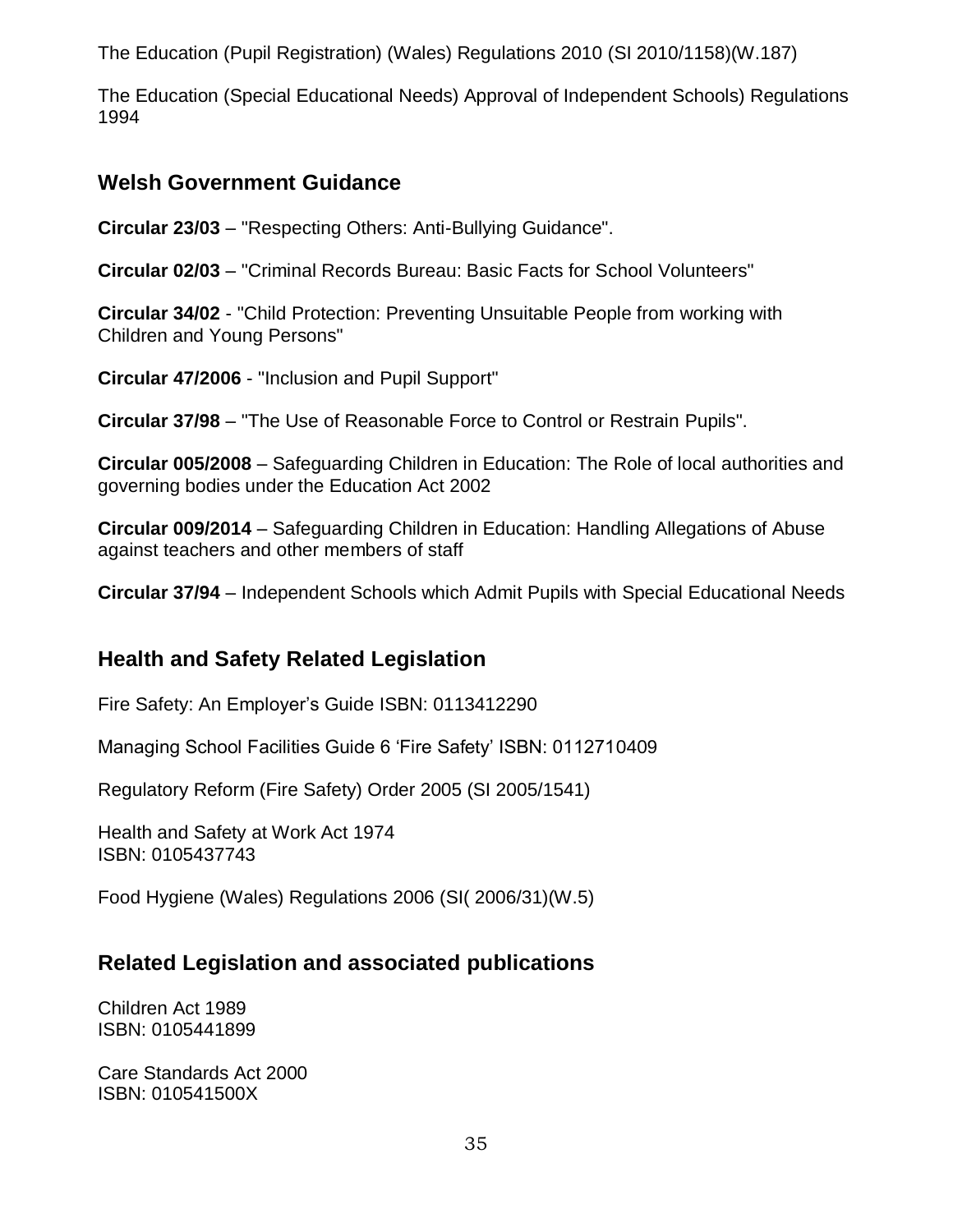The Education (Pupil Registration) (Wales) Regulations 2010 (SI 2010/1158)(W.187)

The Education (Special Educational Needs) Approval of Independent Schools) Regulations 1994

## Welsh Government Guidance

**Circular 23/03** – "Respecting Others: Anti-Bullying Guidance".

**Circular 02/03** – "Criminal Records Bureau: Basic Facts for School Volunteers"

**Circular 34/02** - "Child Protection: Preventing Unsuitable People from working with Children and Young Persons"

**Circular 47/2006** - "Inclusion and Pupil Support"

**Circular 37/98** – "The Use of Reasonable Force to Control or Restrain Pupils".

**Circular 005/2008** – Safeguarding Children in Education: The Role of local authorities and governing bodies under the Education Act 2002

**Circular 009/2014** – Safeguarding Children in Education: Handling Allegations of Abuse against teachers and other members of staff

**Circular 37/94** – Independent Schools which Admit Pupils with Special Educational Needs

## Health and Safety Related Legislation

Fire Safety: An Employer's Guide ISBN: 0113412290

Managing School Facilities Guide 6 'Fire Safety' ISBN: 0112710409

Regulatory Reform (Fire Safety) Order 2005 (SI 2005/1541)

Health and Safety at Work Act 1974
ISBN: 0105437743

Food Hygiene (Wales) Regulations 2006 (SI( 2006/31)(W.5)

## Related Legislation and associated publications

Children Act 1989
ISBN: 0105441899

Care Standards Act 2000
ISBN: 010541500X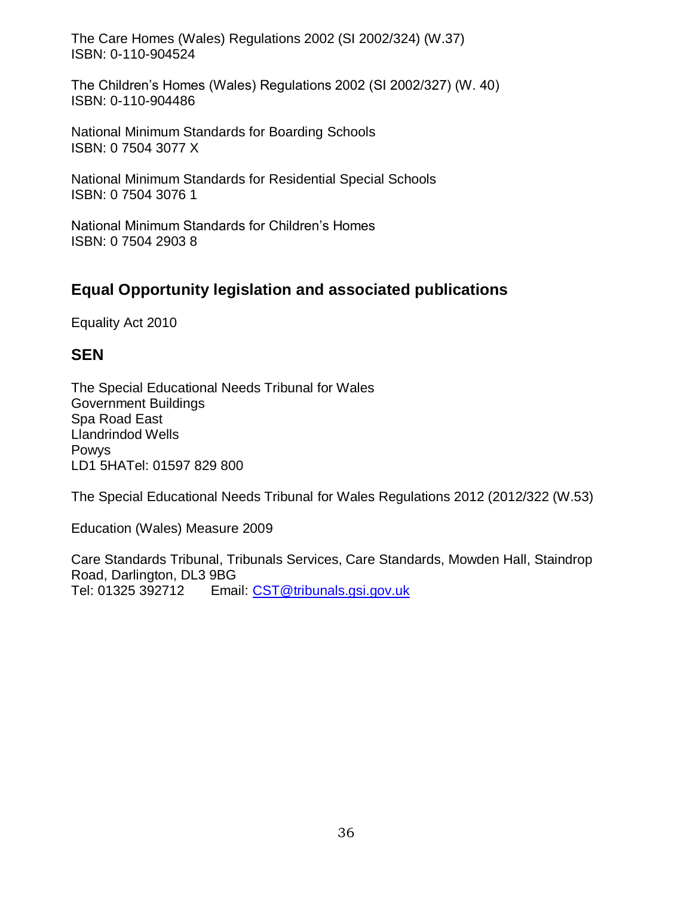The Care Homes (Wales) Regulations 2002 (SI 2002/324) (W.37)
ISBN: 0-110-904524

The Children's Homes (Wales) Regulations 2002 (SI 2002/327) (W. 40)
ISBN: 0-110-904486

National Minimum Standards for Boarding Schools
ISBN: 0 7504 3077 X

National Minimum Standards for Residential Special Schools
ISBN: 0 7504 3076 1

National Minimum Standards for Children's Homes
ISBN: 0 7504 2903 8

## Equal Opportunity legislation and associated publications

Equality Act 2010

## SEN

The Special Educational Needs Tribunal for Wales
Government Buildings
Spa Road East
Llandrindod Wells
Powys
LD1 5HATel: 01597 829 800

The Special Educational Needs Tribunal for Wales Regulations 2012 (2012/322 (W.53)

Education (Wales) Measure 2009

Care Standards Tribunal, Tribunals Services, Care Standards, Mowden Hall, Staindrop Road, Darlington, DL3 9BG
Tel: 01325 392712 Email: CST@tribunals.gsi.gov.uk